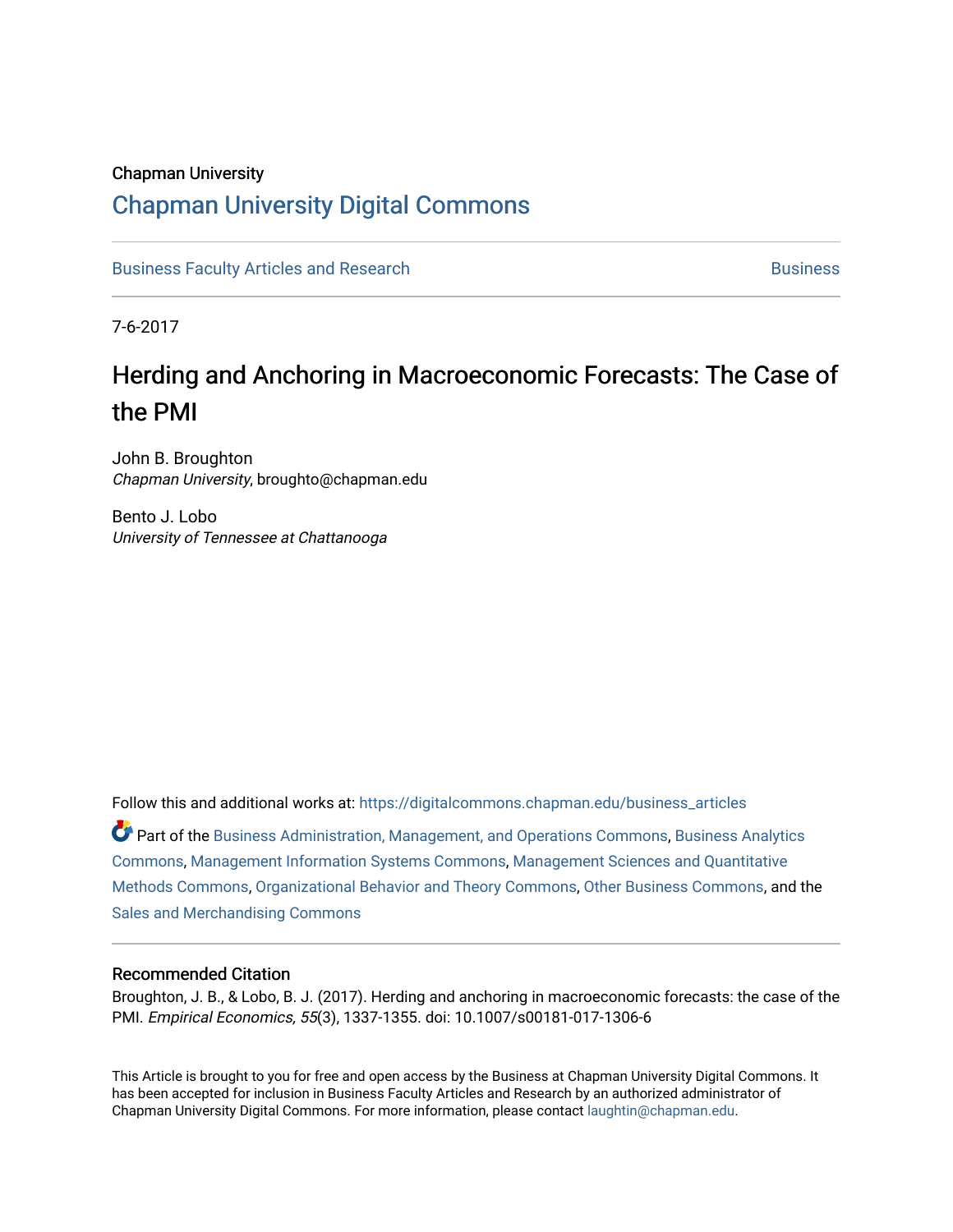Chapman University

# Chapman University Digital Commons

Business Faculty Articles and Research | Business

7-6-2017

## Herding and Anchoring in Macroeconomic Forecasts: The Case of the PMI

John B. Broughton
*Chapman University*, broughto@chapman.edu

Bento J. Lobo
*University of Tennessee at Chattanooga*

Follow this and additional works at: https://digitalcommons.chapman.edu/business_articles

Part of the Business Administration, Management, and Operations Commons, Business Analytics Commons, Management Information Systems Commons, Management Sciences and Quantitative Methods Commons, Organizational Behavior and Theory Commons, Other Business Commons, and the Sales and Merchandising Commons

### Recommended Citation

Broughton, J. B., & Lobo, B. J. (2017). Herding and anchoring in macroeconomic forecasts: the case of the PMI. *Empirical Economics, 55*(3), 1337-1355. doi: 10.1007/s00181-017-1306-6

This Article is brought to you for free and open access by the Business at Chapman University Digital Commons. It has been accepted for inclusion in Business Faculty Articles and Research by an authorized administrator of Chapman University Digital Commons. For more information, please contact laughtin@chapman.edu.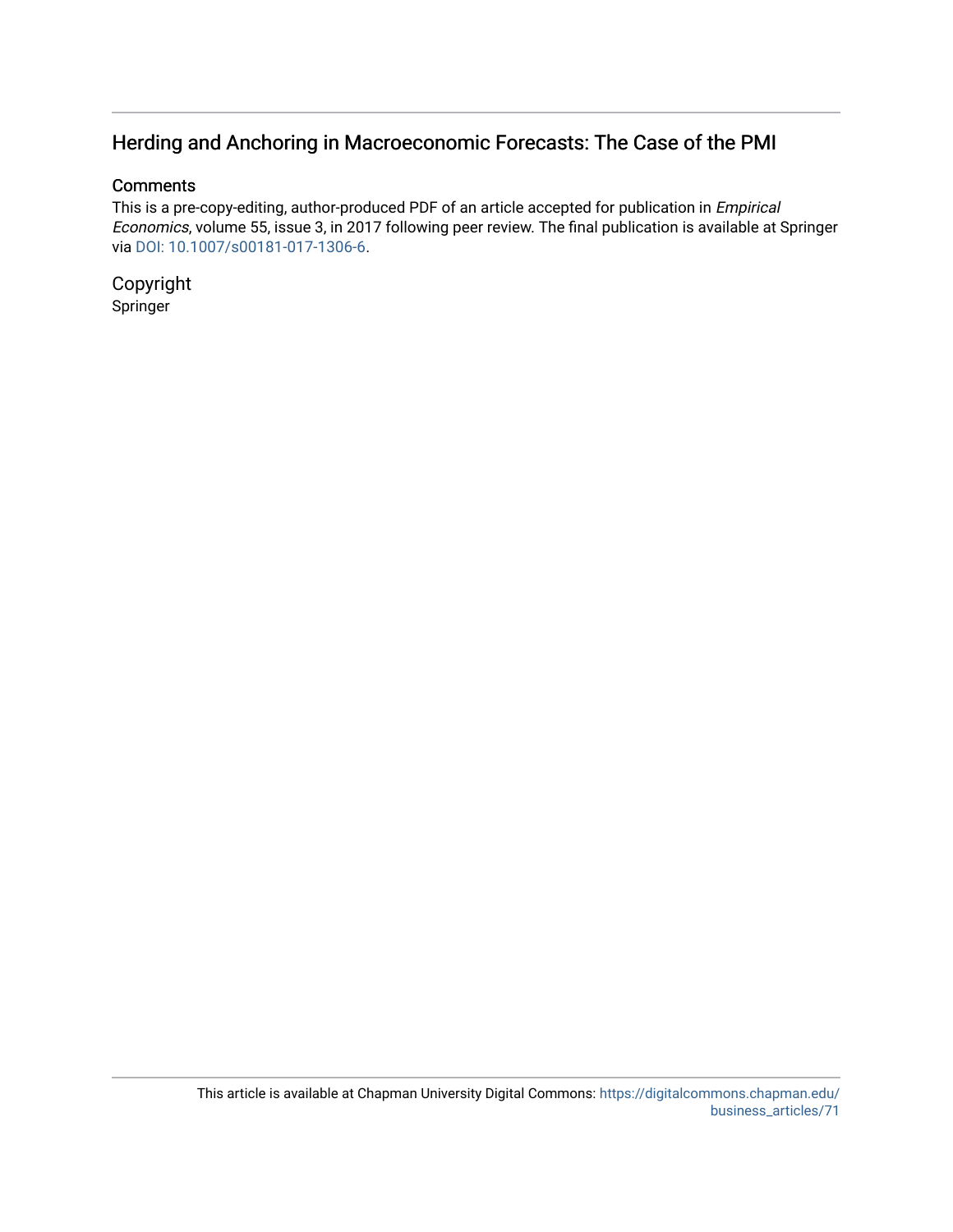# Herding and Anchoring in Macroeconomic Forecasts: The Case of the PMI

## Comments

This is a pre-copy-editing, author-produced PDF of an article accepted for publication in *Empirical Economics*, volume 55, issue 3, in 2017 following peer review. The final publication is available at Springer via DOI: 10.1007/s00181-017-1306-6.

## Copyright

Springer

This article is available at Chapman University Digital Commons: https://digitalcommons.chapman.edu/business_articles/71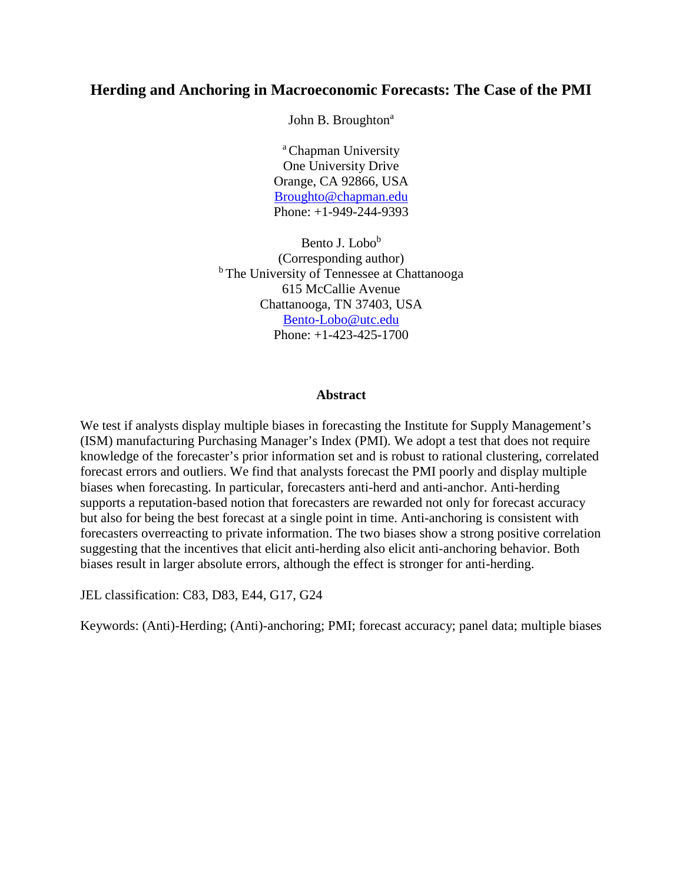# Herding and Anchoring in Macroeconomic Forecasts: The Case of the PMI

John B. Broughton[a]

[a] Chapman University
One University Drive
Orange, CA 92866, USA
Broughto@chapman.edu
Phone: +1-949-244-9393

Bento J. Lobo[b]
(Corresponding author)
[b] The University of Tennessee at Chattanooga
615 McCallie Avenue
Chattanooga, TN 37403, USA
Bento-Lobo@utc.edu
Phone: +1-423-425-1700

### Abstract

We test if analysts display multiple biases in forecasting the Institute for Supply Management's (ISM) manufacturing Purchasing Manager's Index (PMI). We adopt a test that does not require knowledge of the forecaster's prior information set and is robust to rational clustering, correlated forecast errors and outliers. We find that analysts forecast the PMI poorly and display multiple biases when forecasting. In particular, forecasters anti-herd and anti-anchor. Anti-herding supports a reputation-based notion that forecasters are rewarded not only for forecast accuracy but also for being the best forecast at a single point in time. Anti-anchoring is consistent with forecasters overreacting to private information. The two biases show a strong positive correlation suggesting that the incentives that elicit anti-herding also elicit anti-anchoring behavior. Both biases result in larger absolute errors, although the effect is stronger for anti-herding.

JEL classification: C83, D83, E44, G17, G24

Keywords: (Anti)-Herding; (Anti)-anchoring; PMI; forecast accuracy; panel data; multiple biases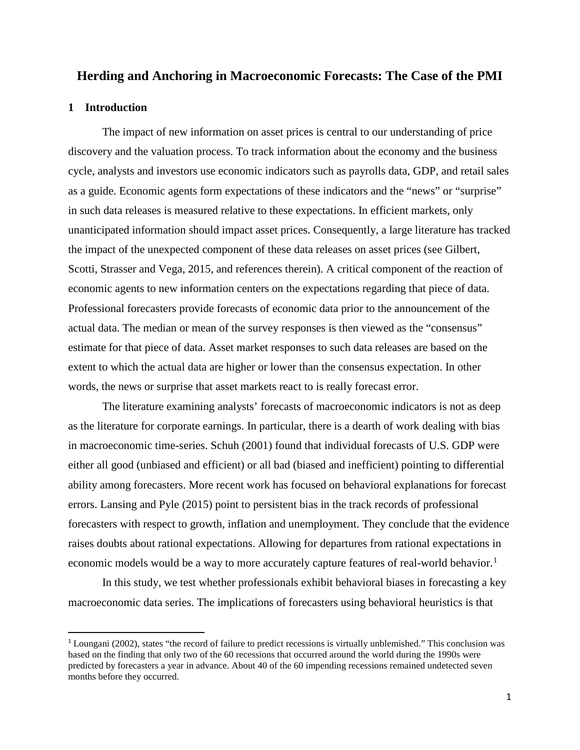# Herding and Anchoring in Macroeconomic Forecasts: The Case of the PMI

## 1 Introduction

The impact of new information on asset prices is central to our understanding of price discovery and the valuation process. To track information about the economy and the business cycle, analysts and investors use economic indicators such as payrolls data, GDP, and retail sales as a guide. Economic agents form expectations of these indicators and the "news" or "surprise" in such data releases is measured relative to these expectations. In efficient markets, only unanticipated information should impact asset prices. Consequently, a large literature has tracked the impact of the unexpected component of these data releases on asset prices (see Gilbert, Scotti, Strasser and Vega, 2015, and references therein). A critical component of the reaction of economic agents to new information centers on the expectations regarding that piece of data. Professional forecasters provide forecasts of economic data prior to the announcement of the actual data. The median or mean of the survey responses is then viewed as the "consensus" estimate for that piece of data. Asset market responses to such data releases are based on the extent to which the actual data are higher or lower than the consensus expectation. In other words, the news or surprise that asset markets react to is really forecast error.

The literature examining analysts' forecasts of macroeconomic indicators is not as deep as the literature for corporate earnings. In particular, there is a dearth of work dealing with bias in macroeconomic time-series. Schuh (2001) found that individual forecasts of U.S. GDP were either all good (unbiased and efficient) or all bad (biased and inefficient) pointing to differential ability among forecasters. More recent work has focused on behavioral explanations for forecast errors. Lansing and Pyle (2015) point to persistent bias in the track records of professional forecasters with respect to growth, inflation and unemployment. They conclude that the evidence raises doubts about rational expectations. Allowing for departures from rational expectations in economic models would be a way to more accurately capture features of real-world behavior.[1]

In this study, we test whether professionals exhibit behavioral biases in forecasting a key macroeconomic data series. The implications of forecasters using behavioral heuristics is that

---

[1] Loungani (2002), states "the record of failure to predict recessions is virtually unblemished." This conclusion was based on the finding that only two of the 60 recessions that occurred around the world during the 1990s were predicted by forecasters a year in advance. About 40 of the 60 impending recessions remained undetected seven months before they occurred.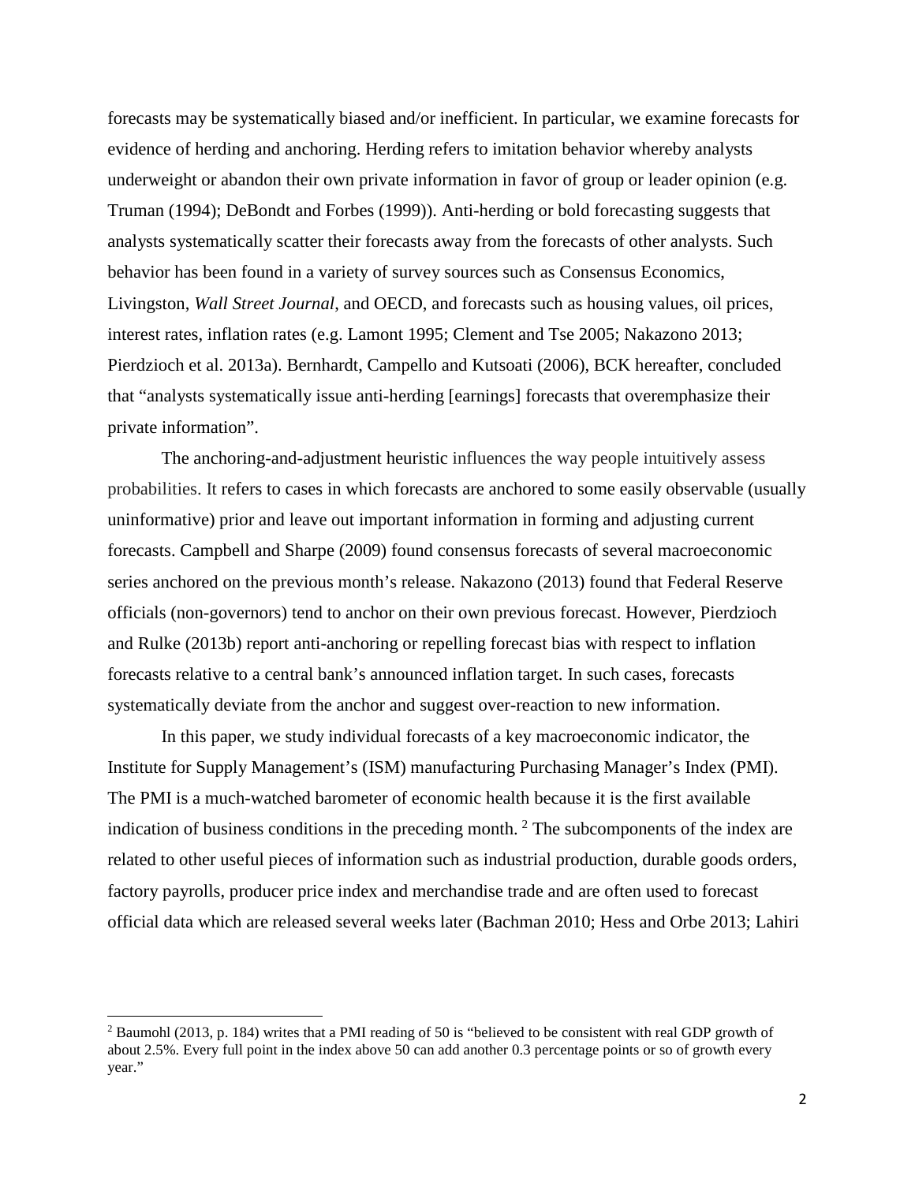forecasts may be systematically biased and/or inefficient. In particular, we examine forecasts for evidence of herding and anchoring. Herding refers to imitation behavior whereby analysts underweight or abandon their own private information in favor of group or leader opinion (e.g. Truman (1994); DeBondt and Forbes (1999)). Anti-herding or bold forecasting suggests that analysts systematically scatter their forecasts away from the forecasts of other analysts. Such behavior has been found in a variety of survey sources such as Consensus Economics, Livingston, *Wall Street Journal*, and OECD, and forecasts such as housing values, oil prices, interest rates, inflation rates (e.g. Lamont 1995; Clement and Tse 2005; Nakazono 2013; Pierdzioch et al. 2013a). Bernhardt, Campello and Kutsoati (2006), BCK hereafter, concluded that "analysts systematically issue anti-herding [earnings] forecasts that overemphasize their private information".

The anchoring-and-adjustment heuristic influences the way people intuitively assess probabilities. It refers to cases in which forecasts are anchored to some easily observable (usually uninformative) prior and leave out important information in forming and adjusting current forecasts. Campbell and Sharpe (2009) found consensus forecasts of several macroeconomic series anchored on the previous month's release. Nakazono (2013) found that Federal Reserve officials (non-governors) tend to anchor on their own previous forecast. However, Pierdzioch and Rulke (2013b) report anti-anchoring or repelling forecast bias with respect to inflation forecasts relative to a central bank's announced inflation target. In such cases, forecasts systematically deviate from the anchor and suggest over-reaction to new information.

In this paper, we study individual forecasts of a key macroeconomic indicator, the Institute for Supply Management's (ISM) manufacturing Purchasing Manager's Index (PMI). The PMI is a much-watched barometer of economic health because it is the first available indication of business conditions in the preceding month. [2] The subcomponents of the index are related to other useful pieces of information such as industrial production, durable goods orders, factory payrolls, producer price index and merchandise trade and are often used to forecast official data which are released several weeks later (Bachman 2010; Hess and Orbe 2013; Lahiri

[2] Baumohl (2013, p. 184) writes that a PMI reading of 50 is "believed to be consistent with real GDP growth of about 2.5%. Every full point in the index above 50 can add another 0.3 percentage points or so of growth every year."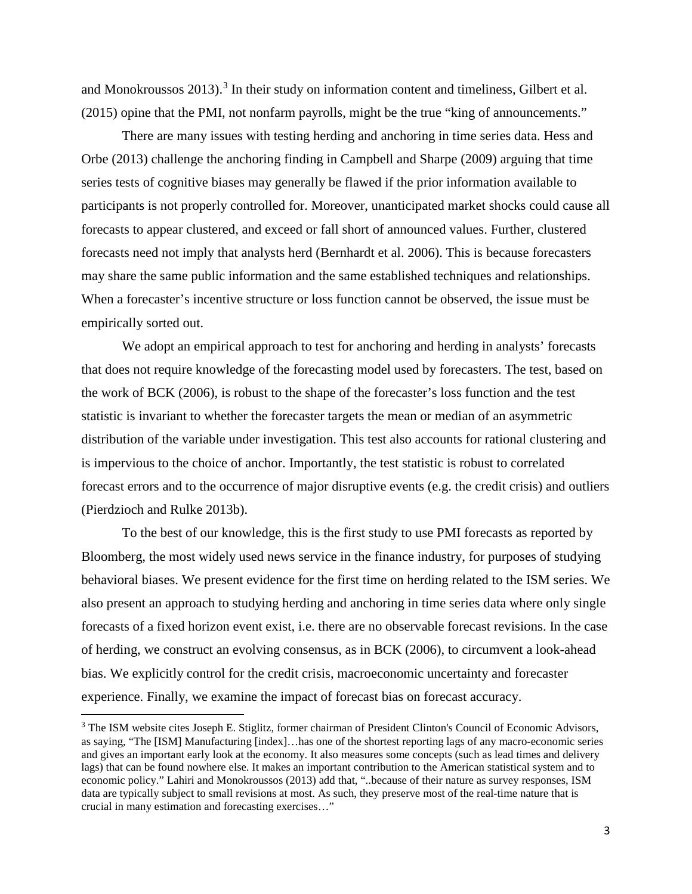and Monokroussos 2013).[3] In their study on information content and timeliness, Gilbert et al. (2015) opine that the PMI, not nonfarm payrolls, might be the true "king of announcements."

There are many issues with testing herding and anchoring in time series data. Hess and Orbe (2013) challenge the anchoring finding in Campbell and Sharpe (2009) arguing that time series tests of cognitive biases may generally be flawed if the prior information available to participants is not properly controlled for. Moreover, unanticipated market shocks could cause all forecasts to appear clustered, and exceed or fall short of announced values. Further, clustered forecasts need not imply that analysts herd (Bernhardt et al. 2006). This is because forecasters may share the same public information and the same established techniques and relationships. When a forecaster's incentive structure or loss function cannot be observed, the issue must be empirically sorted out.

We adopt an empirical approach to test for anchoring and herding in analysts' forecasts that does not require knowledge of the forecasting model used by forecasters. The test, based on the work of BCK (2006), is robust to the shape of the forecaster's loss function and the test statistic is invariant to whether the forecaster targets the mean or median of an asymmetric distribution of the variable under investigation. This test also accounts for rational clustering and is impervious to the choice of anchor. Importantly, the test statistic is robust to correlated forecast errors and to the occurrence of major disruptive events (e.g. the credit crisis) and outliers (Pierdzioch and Rulke 2013b).

To the best of our knowledge, this is the first study to use PMI forecasts as reported by Bloomberg, the most widely used news service in the finance industry, for purposes of studying behavioral biases. We present evidence for the first time on herding related to the ISM series. We also present an approach to studying herding and anchoring in time series data where only single forecasts of a fixed horizon event exist, i.e. there are no observable forecast revisions. In the case of herding, we construct an evolving consensus, as in BCK (2006), to circumvent a look-ahead bias. We explicitly control for the credit crisis, macroeconomic uncertainty and forecaster experience. Finally, we examine the impact of forecast bias on forecast accuracy.

[3] The ISM website cites Joseph E. Stiglitz, former chairman of President Clinton's Council of Economic Advisors, as saying, "The [ISM] Manufacturing [index]…has one of the shortest reporting lags of any macro-economic series and gives an important early look at the economy. It also measures some concepts (such as lead times and delivery lags) that can be found nowhere else. It makes an important contribution to the American statistical system and to economic policy." Lahiri and Monokroussos (2013) add that, "..because of their nature as survey responses, ISM data are typically subject to small revisions at most. As such, they preserve most of the real-time nature that is crucial in many estimation and forecasting exercises…"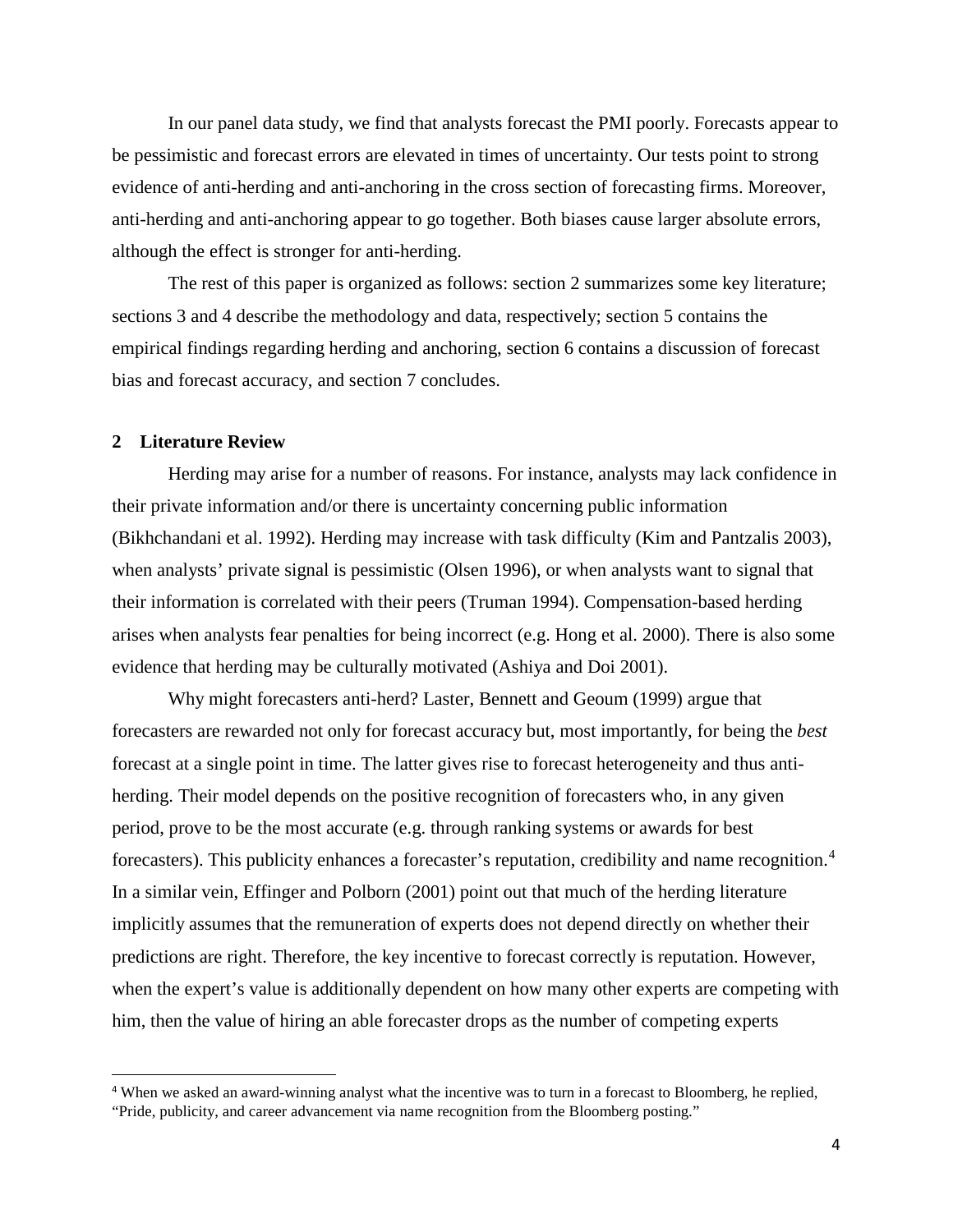In our panel data study, we find that analysts forecast the PMI poorly. Forecasts appear to be pessimistic and forecast errors are elevated in times of uncertainty. Our tests point to strong evidence of anti-herding and anti-anchoring in the cross section of forecasting firms. Moreover, anti-herding and anti-anchoring appear to go together. Both biases cause larger absolute errors, although the effect is stronger for anti-herding.

The rest of this paper is organized as follows: section 2 summarizes some key literature; sections 3 and 4 describe the methodology and data, respectively; section 5 contains the empirical findings regarding herding and anchoring, section 6 contains a discussion of forecast bias and forecast accuracy, and section 7 concludes.

## 2 Literature Review

Herding may arise for a number of reasons. For instance, analysts may lack confidence in their private information and/or there is uncertainty concerning public information (Bikhchandani et al. 1992). Herding may increase with task difficulty (Kim and Pantzalis 2003), when analysts' private signal is pessimistic (Olsen 1996), or when analysts want to signal that their information is correlated with their peers (Truman 1994). Compensation-based herding arises when analysts fear penalties for being incorrect (e.g. Hong et al. 2000). There is also some evidence that herding may be culturally motivated (Ashiya and Doi 2001).

Why might forecasters anti-herd? Laster, Bennett and Geoum (1999) argue that forecasters are rewarded not only for forecast accuracy but, most importantly, for being the *best* forecast at a single point in time. The latter gives rise to forecast heterogeneity and thus anti-herding. Their model depends on the positive recognition of forecasters who, in any given period, prove to be the most accurate (e.g. through ranking systems or awards for best forecasters). This publicity enhances a forecaster's reputation, credibility and name recognition.[4] In a similar vein, Effinger and Polborn (2001) point out that much of the herding literature implicitly assumes that the remuneration of experts does not depend directly on whether their predictions are right. Therefore, the key incentive to forecast correctly is reputation. However, when the expert's value is additionally dependent on how many other experts are competing with him, then the value of hiring an able forecaster drops as the number of competing experts

[4] When we asked an award-winning analyst what the incentive was to turn in a forecast to Bloomberg, he replied, "Pride, publicity, and career advancement via name recognition from the Bloomberg posting."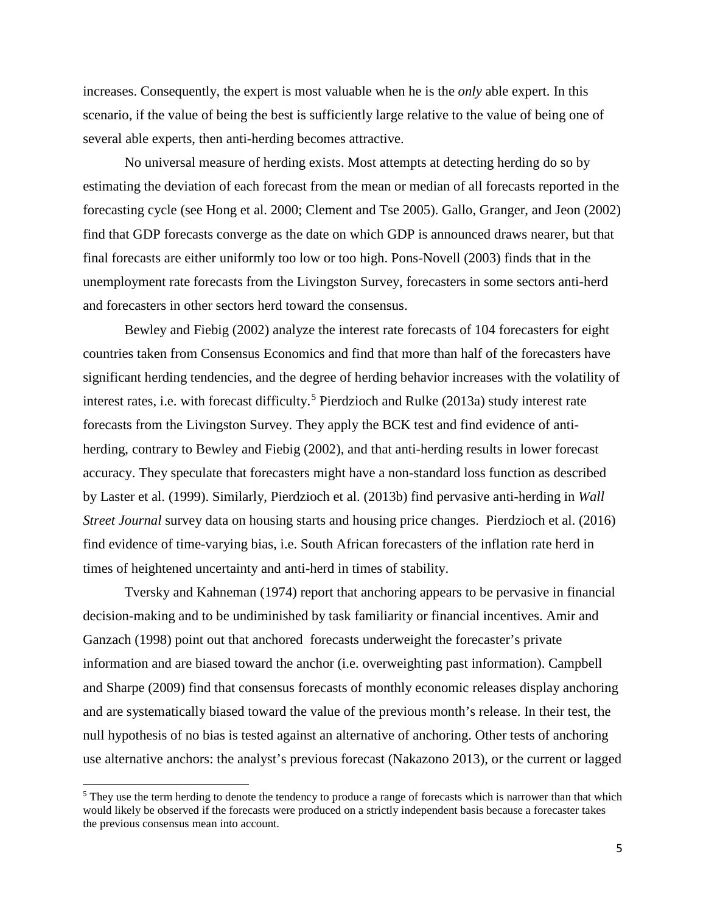increases. Consequently, the expert is most valuable when he is the *only* able expert. In this scenario, if the value of being the best is sufficiently large relative to the value of being one of several able experts, then anti-herding becomes attractive.

No universal measure of herding exists. Most attempts at detecting herding do so by estimating the deviation of each forecast from the mean or median of all forecasts reported in the forecasting cycle (see Hong et al. 2000; Clement and Tse 2005). Gallo, Granger, and Jeon (2002) find that GDP forecasts converge as the date on which GDP is announced draws nearer, but that final forecasts are either uniformly too low or too high. Pons-Novell (2003) finds that in the unemployment rate forecasts from the Livingston Survey, forecasters in some sectors anti-herd and forecasters in other sectors herd toward the consensus.

Bewley and Fiebig (2002) analyze the interest rate forecasts of 104 forecasters for eight countries taken from Consensus Economics and find that more than half of the forecasters have significant herding tendencies, and the degree of herding behavior increases with the volatility of interest rates, i.e. with forecast difficulty.[5] Pierdzioch and Rulke (2013a) study interest rate forecasts from the Livingston Survey. They apply the BCK test and find evidence of anti-herding, contrary to Bewley and Fiebig (2002), and that anti-herding results in lower forecast accuracy. They speculate that forecasters might have a non-standard loss function as described by Laster et al. (1999). Similarly, Pierdzioch et al. (2013b) find pervasive anti-herding in *Wall Street Journal* survey data on housing starts and housing price changes. Pierdzioch et al. (2016) find evidence of time-varying bias, i.e. South African forecasters of the inflation rate herd in times of heightened uncertainty and anti-herd in times of stability.

Tversky and Kahneman (1974) report that anchoring appears to be pervasive in financial decision-making and to be undiminished by task familiarity or financial incentives. Amir and Ganzach (1998) point out that anchored forecasts underweight the forecaster's private information and are biased toward the anchor (i.e. overweighting past information). Campbell and Sharpe (2009) find that consensus forecasts of monthly economic releases display anchoring and are systematically biased toward the value of the previous month's release. In their test, the null hypothesis of no bias is tested against an alternative of anchoring. Other tests of anchoring use alternative anchors: the analyst's previous forecast (Nakazono 2013), or the current or lagged

[5] They use the term herding to denote the tendency to produce a range of forecasts which is narrower than that which would likely be observed if the forecasts were produced on a strictly independent basis because a forecaster takes the previous consensus mean into account.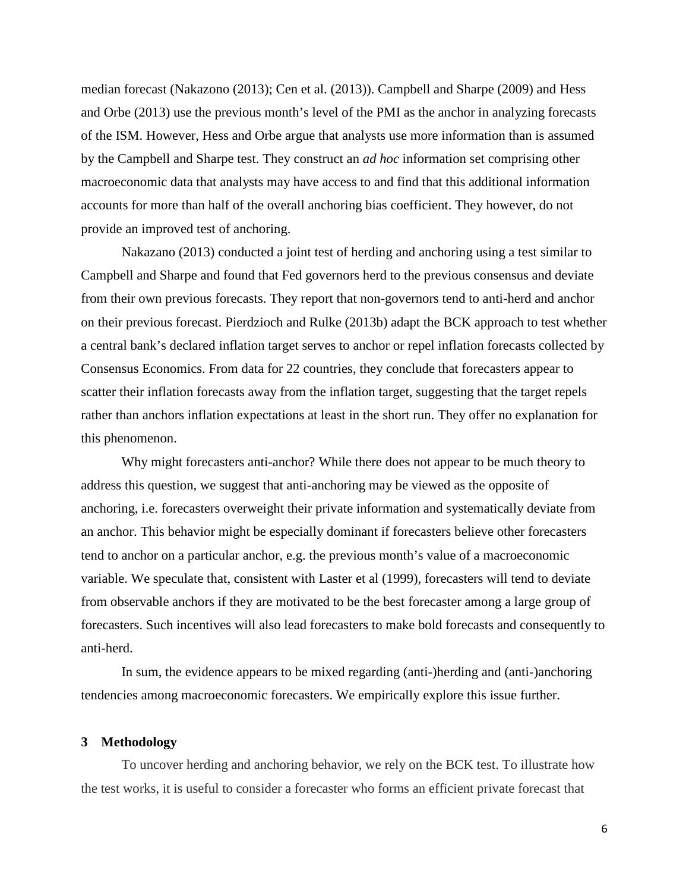median forecast (Nakazono (2013); Cen et al. (2013)). Campbell and Sharpe (2009) and Hess and Orbe (2013) use the previous month's level of the PMI as the anchor in analyzing forecasts of the ISM. However, Hess and Orbe argue that analysts use more information than is assumed by the Campbell and Sharpe test. They construct an *ad hoc* information set comprising other macroeconomic data that analysts may have access to and find that this additional information accounts for more than half of the overall anchoring bias coefficient. They however, do not provide an improved test of anchoring.

Nakazano (2013) conducted a joint test of herding and anchoring using a test similar to Campbell and Sharpe and found that Fed governors herd to the previous consensus and deviate from their own previous forecasts. They report that non-governors tend to anti-herd and anchor on their previous forecast. Pierdzioch and Rulke (2013b) adapt the BCK approach to test whether a central bank's declared inflation target serves to anchor or repel inflation forecasts collected by Consensus Economics. From data for 22 countries, they conclude that forecasters appear to scatter their inflation forecasts away from the inflation target, suggesting that the target repels rather than anchors inflation expectations at least in the short run. They offer no explanation for this phenomenon.

Why might forecasters anti-anchor? While there does not appear to be much theory to address this question, we suggest that anti-anchoring may be viewed as the opposite of anchoring, i.e. forecasters overweight their private information and systematically deviate from an anchor. This behavior might be especially dominant if forecasters believe other forecasters tend to anchor on a particular anchor, e.g. the previous month's value of a macroeconomic variable. We speculate that, consistent with Laster et al (1999), forecasters will tend to deviate from observable anchors if they are motivated to be the best forecaster among a large group of forecasters. Such incentives will also lead forecasters to make bold forecasts and consequently to anti-herd.

In sum, the evidence appears to be mixed regarding (anti-)herding and (anti-)anchoring tendencies among macroeconomic forecasters. We empirically explore this issue further.

## 3 Methodology

To uncover herding and anchoring behavior, we rely on the BCK test. To illustrate how the test works, it is useful to consider a forecaster who forms an efficient private forecast that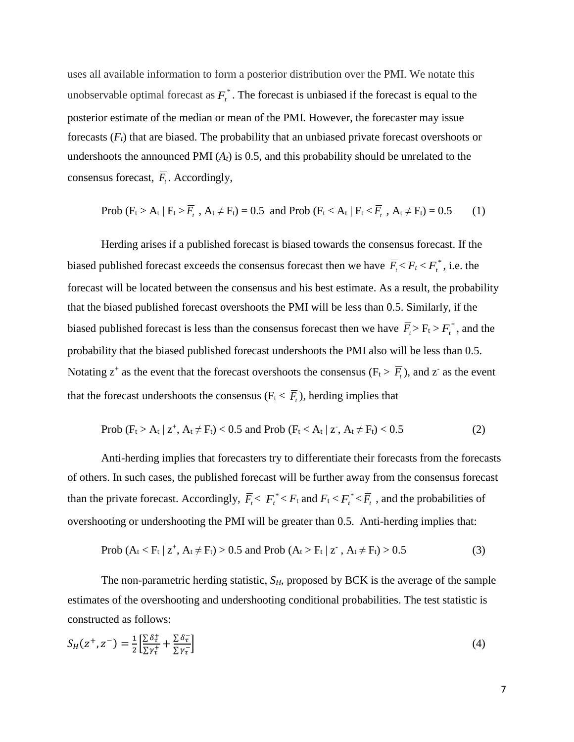uses all available information to form a posterior distribution over the PMI. We notate this unobservable optimal forecast as $F_t^*$. The forecast is unbiased if the forecast is equal to the posterior estimate of the median or mean of the PMI. However, the forecaster may issue forecasts ($F_t$) that are biased. The probability that an unbiased private forecast overshoots or undershoots the announced PMI ($A_t$) is 0.5, and this probability should be unrelated to the consensus forecast, $\overline{F}_t$. Accordingly,

$$\text{Prob}\ (F_t > A_t \mid F_t > \overline{F}_t\ , A_t \neq F_t) = 0.5 \ \text{ and Prob}\ (F_t < A_t \mid F_t < \overline{F}_t\ , A_t \neq F_t) = 0.5 \tag{1}$$

Herding arises if a published forecast is biased towards the consensus forecast. If the biased published forecast exceeds the consensus forecast then we have $\overline{F}_t < F_t < F_t^*$, i.e. the forecast will be located between the consensus and his best estimate. As a result, the probability that the biased published forecast overshoots the PMI will be less than 0.5. Similarly, if the biased published forecast is less than the consensus forecast then we have $\overline{F}_t > F_t > F_t^*$, and the probability that the biased published forecast undershoots the PMI also will be less than 0.5. Notating $z^+$ as the event that the forecast overshoots the consensus ($F_t > \overline{F}_t$), and $z^-$ as the event that the forecast undershoots the consensus ($F_t < \overline{F}_t$), herding implies that

$$\text{Prob}\ (F_t > A_t \mid z^+, A_t \neq F_t) < 0.5 \text{ and Prob}\ (F_t < A_t \mid z^-, A_t \neq F_t) < 0.5 \tag{2}$$

Anti-herding implies that forecasters try to differentiate their forecasts from the forecasts of others. In such cases, the published forecast will be further away from the consensus forecast than the private forecast. Accordingly, $\overline{F}_t < F_t^* < F_t$ and $F_t < F_t^* < \overline{F}_t$ , and the probabilities of overshooting or undershooting the PMI will be greater than 0.5. Anti-herding implies that:

$$\text{Prob}\ (A_t < F_t \mid z^+, A_t \neq F_t) > 0.5 \text{ and Prob}\ (A_t > F_t \mid z^-\ , A_t \neq F_t) > 0.5 \tag{3}$$

The non-parametric herding statistic, $S_H$, proposed by BCK is the average of the sample estimates of the overshooting and undershooting conditional probabilities. The test statistic is constructed as follows:

$$S_H(z^+, z^-) = \frac{1}{2}\left[\frac{\sum \delta_\tau^+}{\sum \gamma_\tau^+} + \frac{\sum \delta_\tau^-}{\sum \gamma_\tau^-}\right] \tag{4}$$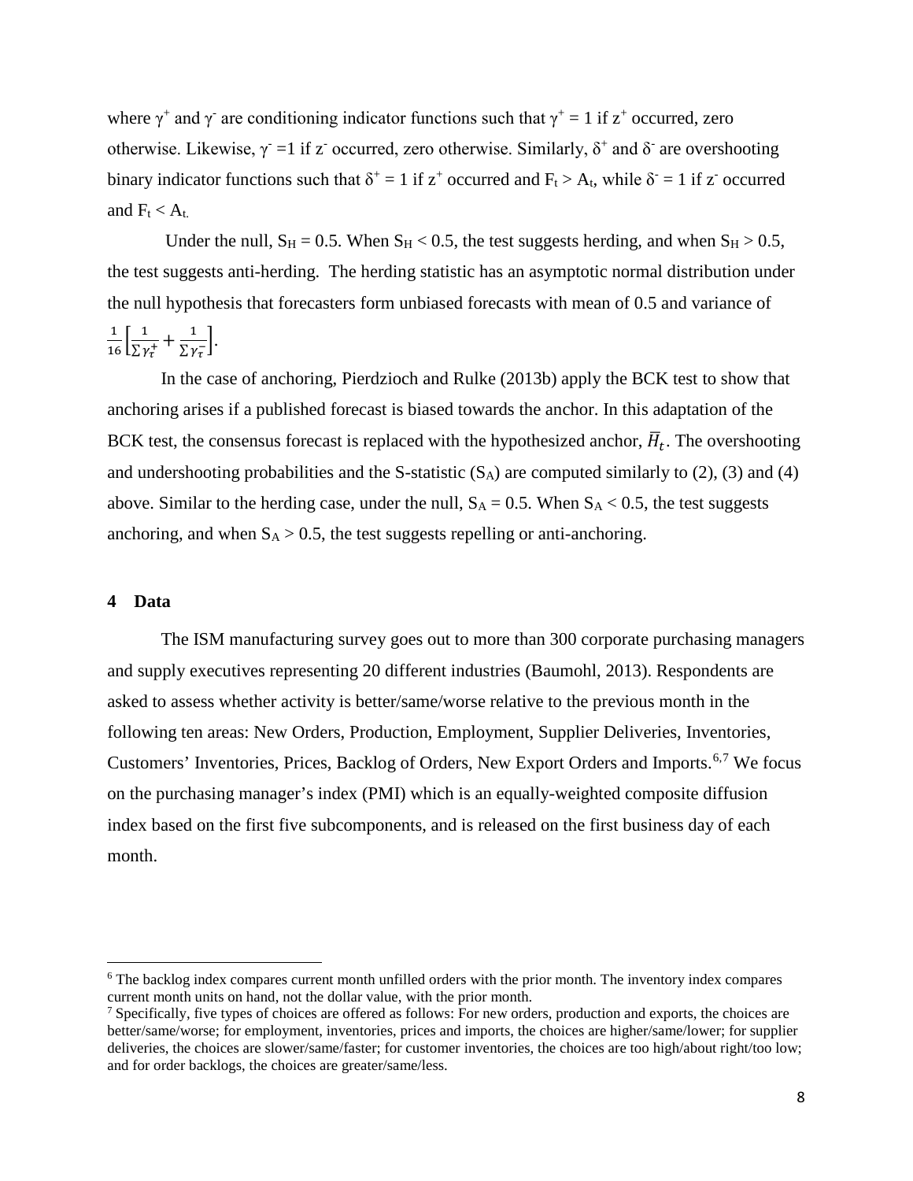where $\gamma^+$ and $\gamma^-$ are conditioning indicator functions such that $\gamma^+ = 1$ if $z^+$ occurred, zero otherwise. Likewise, $\gamma^- = 1$ if $z^-$ occurred, zero otherwise. Similarly, $\delta^+$ and $\delta^-$ are overshooting binary indicator functions such that $\delta^+ = 1$ if $z^+$ occurred and $F_t > A_t$, while $\delta^- = 1$ if $z^-$ occurred and $F_t < A_t$.

Under the null, $S_H = 0.5$. When $S_H < 0.5$, the test suggests herding, and when $S_H > 0.5$, the test suggests anti-herding. The herding statistic has an asymptotic normal distribution under the null hypothesis that forecasters form unbiased forecasts with mean of 0.5 and variance of $\frac{1}{16}\left[\frac{1}{\sum \gamma_\tau^+} + \frac{1}{\sum \gamma_\tau^-}\right]$.

In the case of anchoring, Pierdzioch and Rulke (2013b) apply the BCK test to show that anchoring arises if a published forecast is biased towards the anchor. In this adaptation of the BCK test, the consensus forecast is replaced with the hypothesized anchor, $\overline{H}_t$. The overshooting and undershooting probabilities and the S-statistic ($S_A$) are computed similarly to (2), (3) and (4) above. Similar to the herding case, under the null, $S_A = 0.5$. When $S_A < 0.5$, the test suggests anchoring, and when $S_A > 0.5$, the test suggests repelling or anti-anchoring.

## 4 Data

The ISM manufacturing survey goes out to more than 300 corporate purchasing managers and supply executives representing 20 different industries (Baumohl, 2013). Respondents are asked to assess whether activity is better/same/worse relative to the previous month in the following ten areas: New Orders, Production, Employment, Supplier Deliveries, Inventories, Customers' Inventories, Prices, Backlog of Orders, New Export Orders and Imports.[6,7] We focus on the purchasing manager's index (PMI) which is an equally-weighted composite diffusion index based on the first five subcomponents, and is released on the first business day of each month.

---

[6] The backlog index compares current month unfilled orders with the prior month. The inventory index compares current month units on hand, not the dollar value, with the prior month.

[7] Specifically, five types of choices are offered as follows: For new orders, production and exports, the choices are better/same/worse; for employment, inventories, prices and imports, the choices are higher/same/lower; for supplier deliveries, the choices are slower/same/faster; for customer inventories, the choices are too high/about right/too low; and for order backlogs, the choices are greater/same/less.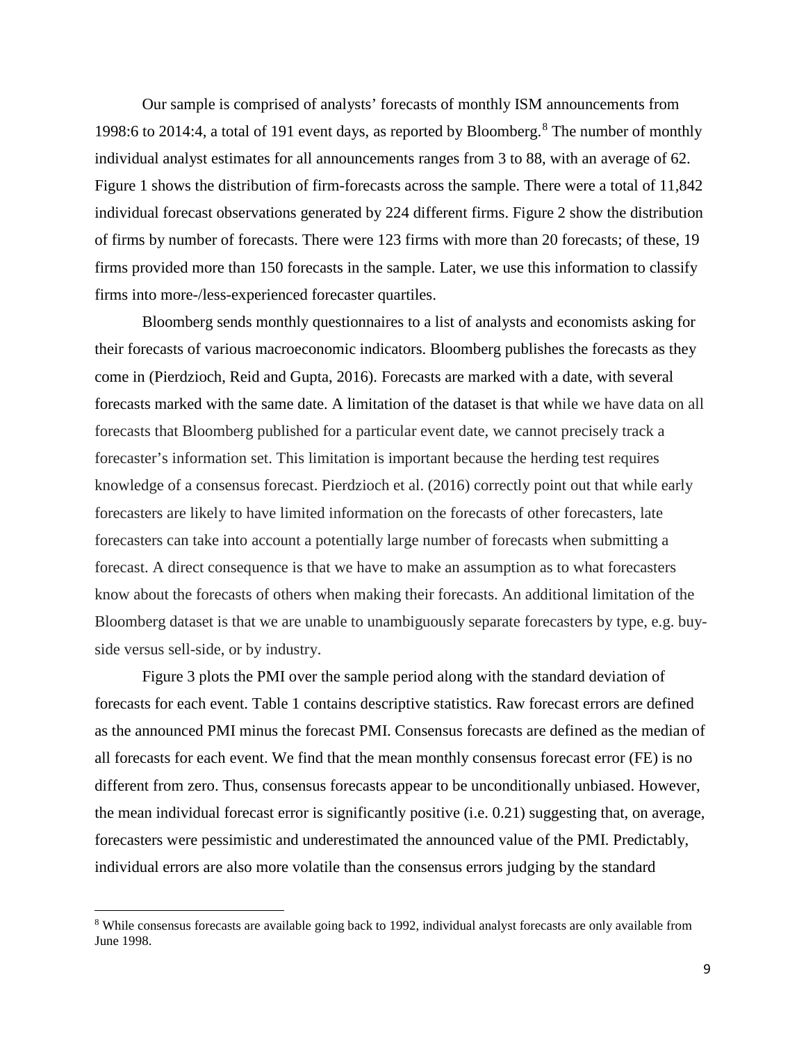Our sample is comprised of analysts' forecasts of monthly ISM announcements from 1998:6 to 2014:4, a total of 191 event days, as reported by Bloomberg.[8] The number of monthly individual analyst estimates for all announcements ranges from 3 to 88, with an average of 62. Figure 1 shows the distribution of firm-forecasts across the sample. There were a total of 11,842 individual forecast observations generated by 224 different firms. Figure 2 show the distribution of firms by number of forecasts. There were 123 firms with more than 20 forecasts; of these, 19 firms provided more than 150 forecasts in the sample. Later, we use this information to classify firms into more-/less-experienced forecaster quartiles.

Bloomberg sends monthly questionnaires to a list of analysts and economists asking for their forecasts of various macroeconomic indicators. Bloomberg publishes the forecasts as they come in (Pierdzioch, Reid and Gupta, 2016). Forecasts are marked with a date, with several forecasts marked with the same date. A limitation of the dataset is that while we have data on all forecasts that Bloomberg published for a particular event date, we cannot precisely track a forecaster's information set. This limitation is important because the herding test requires knowledge of a consensus forecast. Pierdzioch et al. (2016) correctly point out that while early forecasters are likely to have limited information on the forecasts of other forecasters, late forecasters can take into account a potentially large number of forecasts when submitting a forecast. A direct consequence is that we have to make an assumption as to what forecasters know about the forecasts of others when making their forecasts. An additional limitation of the Bloomberg dataset is that we are unable to unambiguously separate forecasters by type, e.g. buy-side versus sell-side, or by industry.

Figure 3 plots the PMI over the sample period along with the standard deviation of forecasts for each event. Table 1 contains descriptive statistics. Raw forecast errors are defined as the announced PMI minus the forecast PMI. Consensus forecasts are defined as the median of all forecasts for each event. We find that the mean monthly consensus forecast error (FE) is no different from zero. Thus, consensus forecasts appear to be unconditionally unbiased. However, the mean individual forecast error is significantly positive (i.e. 0.21) suggesting that, on average, forecasters were pessimistic and underestimated the announced value of the PMI. Predictably, individual errors are also more volatile than the consensus errors judging by the standard

[8] While consensus forecasts are available going back to 1992, individual analyst forecasts are only available from June 1998.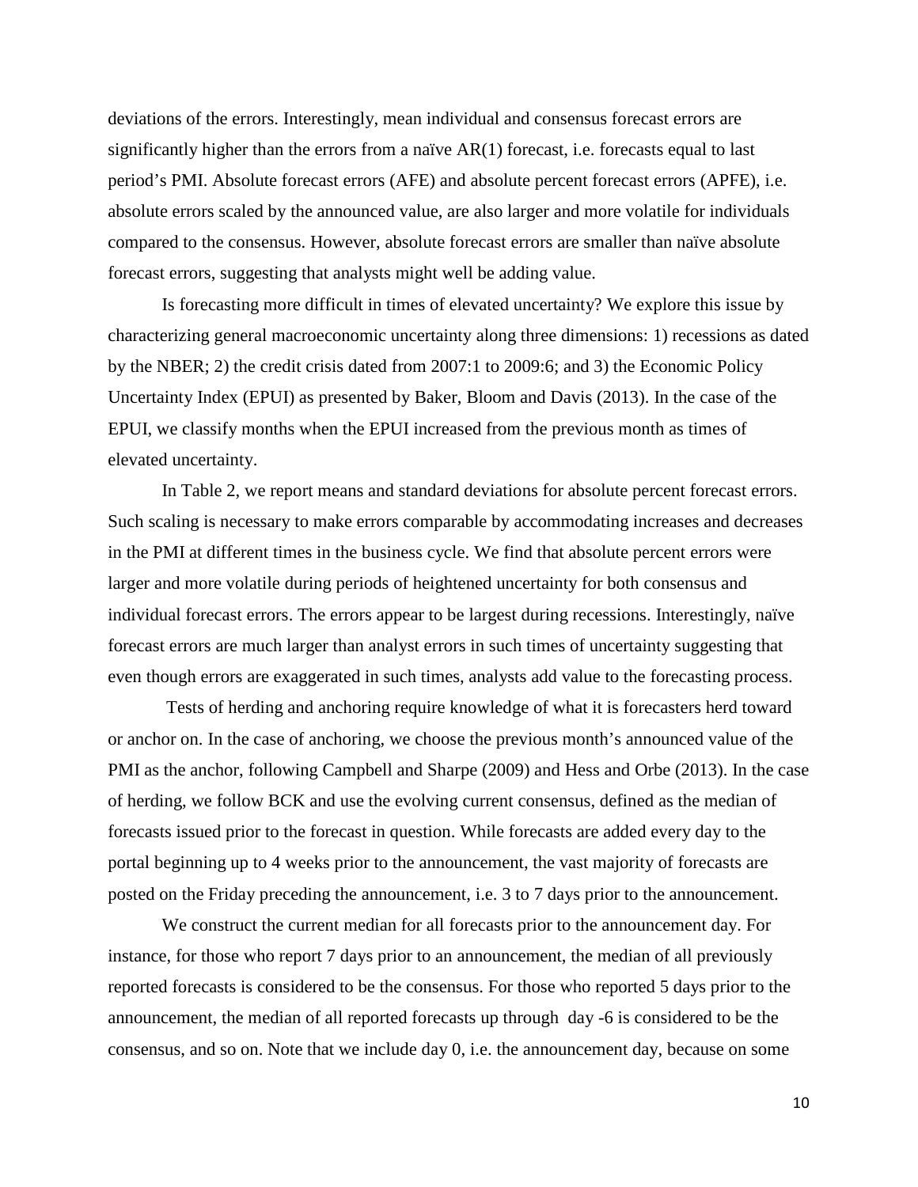deviations of the errors. Interestingly, mean individual and consensus forecast errors are significantly higher than the errors from a naïve AR(1) forecast, i.e. forecasts equal to last period's PMI. Absolute forecast errors (AFE) and absolute percent forecast errors (APFE), i.e. absolute errors scaled by the announced value, are also larger and more volatile for individuals compared to the consensus. However, absolute forecast errors are smaller than naïve absolute forecast errors, suggesting that analysts might well be adding value.

Is forecasting more difficult in times of elevated uncertainty? We explore this issue by characterizing general macroeconomic uncertainty along three dimensions: 1) recessions as dated by the NBER; 2) the credit crisis dated from 2007:1 to 2009:6; and 3) the Economic Policy Uncertainty Index (EPUI) as presented by Baker, Bloom and Davis (2013). In the case of the EPUI, we classify months when the EPUI increased from the previous month as times of elevated uncertainty.

In Table 2, we report means and standard deviations for absolute percent forecast errors. Such scaling is necessary to make errors comparable by accommodating increases and decreases in the PMI at different times in the business cycle. We find that absolute percent errors were larger and more volatile during periods of heightened uncertainty for both consensus and individual forecast errors. The errors appear to be largest during recessions. Interestingly, naïve forecast errors are much larger than analyst errors in such times of uncertainty suggesting that even though errors are exaggerated in such times, analysts add value to the forecasting process.

Tests of herding and anchoring require knowledge of what it is forecasters herd toward or anchor on. In the case of anchoring, we choose the previous month's announced value of the PMI as the anchor, following Campbell and Sharpe (2009) and Hess and Orbe (2013). In the case of herding, we follow BCK and use the evolving current consensus, defined as the median of forecasts issued prior to the forecast in question. While forecasts are added every day to the portal beginning up to 4 weeks prior to the announcement, the vast majority of forecasts are posted on the Friday preceding the announcement, i.e. 3 to 7 days prior to the announcement.

We construct the current median for all forecasts prior to the announcement day. For instance, for those who report 7 days prior to an announcement, the median of all previously reported forecasts is considered to be the consensus. For those who reported 5 days prior to the announcement, the median of all reported forecasts up through day -6 is considered to be the consensus, and so on. Note that we include day 0, i.e. the announcement day, because on some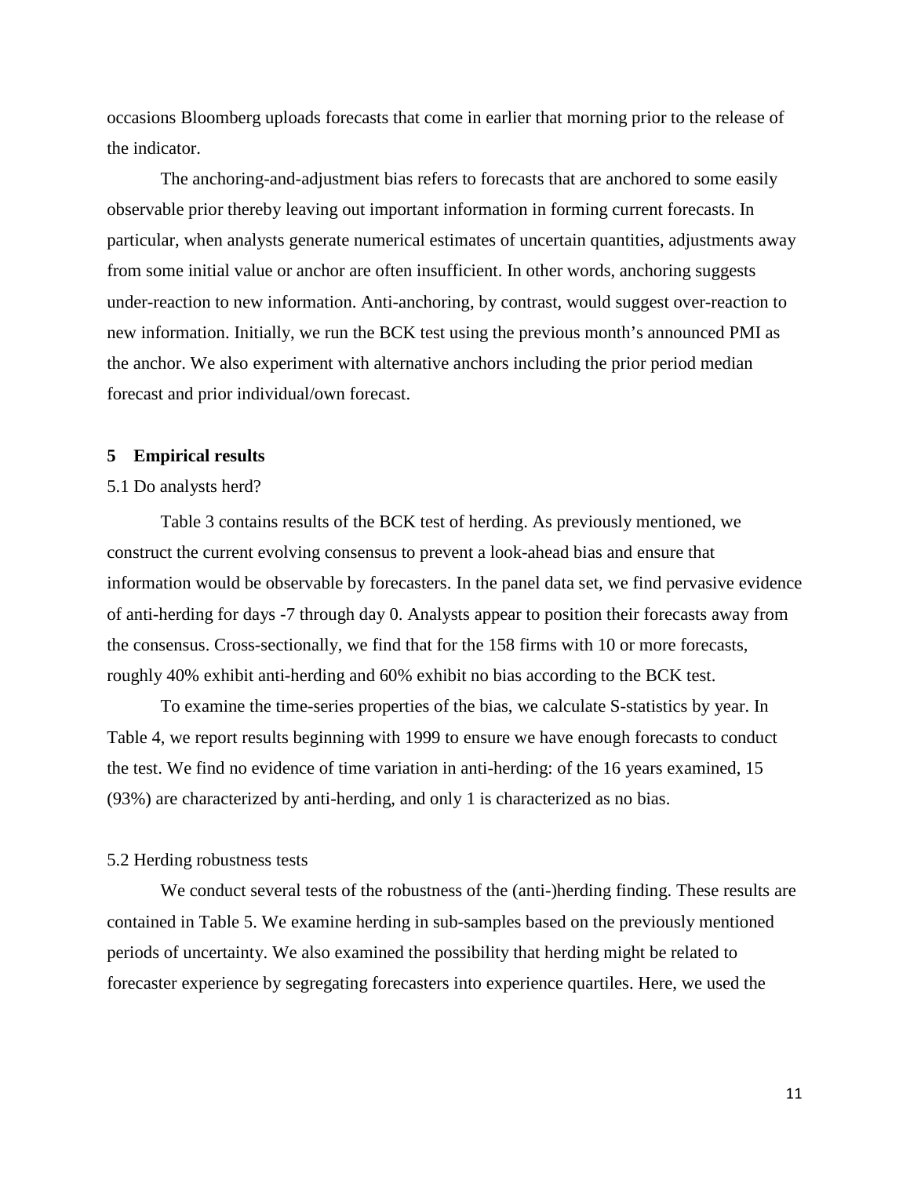occasions Bloomberg uploads forecasts that come in earlier that morning prior to the release of the indicator.

The anchoring-and-adjustment bias refers to forecasts that are anchored to some easily observable prior thereby leaving out important information in forming current forecasts. In particular, when analysts generate numerical estimates of uncertain quantities, adjustments away from some initial value or anchor are often insufficient. In other words, anchoring suggests under-reaction to new information. Anti-anchoring, by contrast, would suggest over-reaction to new information. Initially, we run the BCK test using the previous month's announced PMI as the anchor. We also experiment with alternative anchors including the prior period median forecast and prior individual/own forecast.

## 5 Empirical results

### 5.1 Do analysts herd?

Table 3 contains results of the BCK test of herding. As previously mentioned, we construct the current evolving consensus to prevent a look-ahead bias and ensure that information would be observable by forecasters. In the panel data set, we find pervasive evidence of anti-herding for days -7 through day 0. Analysts appear to position their forecasts away from the consensus. Cross-sectionally, we find that for the 158 firms with 10 or more forecasts, roughly 40% exhibit anti-herding and 60% exhibit no bias according to the BCK test.

To examine the time-series properties of the bias, we calculate S-statistics by year. In Table 4, we report results beginning with 1999 to ensure we have enough forecasts to conduct the test. We find no evidence of time variation in anti-herding: of the 16 years examined, 15 (93%) are characterized by anti-herding, and only 1 is characterized as no bias.

### 5.2 Herding robustness tests

We conduct several tests of the robustness of the (anti-)herding finding. These results are contained in Table 5. We examine herding in sub-samples based on the previously mentioned periods of uncertainty. We also examined the possibility that herding might be related to forecaster experience by segregating forecasters into experience quartiles. Here, we used the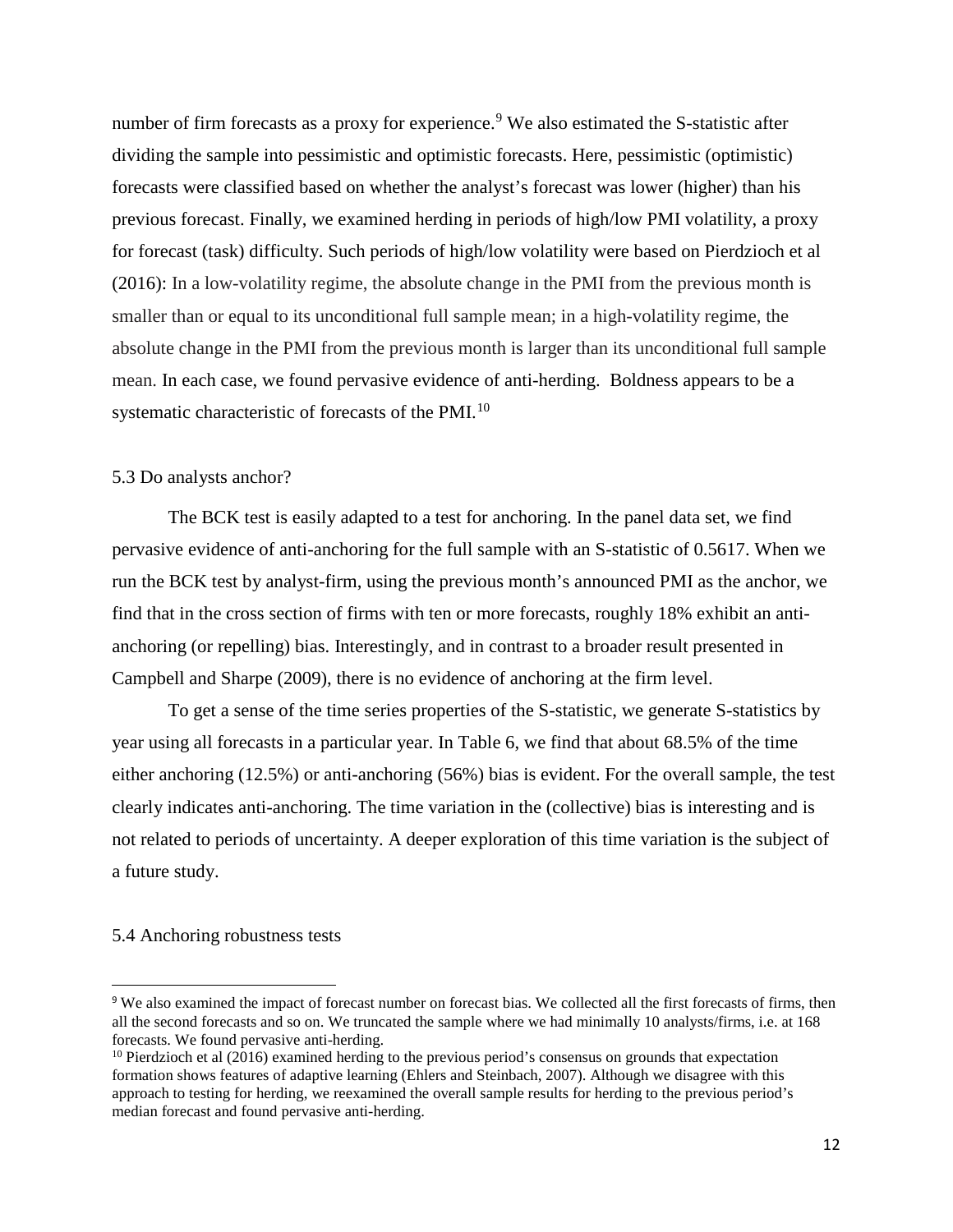number of firm forecasts as a proxy for experience.[9] We also estimated the S-statistic after dividing the sample into pessimistic and optimistic forecasts. Here, pessimistic (optimistic) forecasts were classified based on whether the analyst's forecast was lower (higher) than his previous forecast. Finally, we examined herding in periods of high/low PMI volatility, a proxy for forecast (task) difficulty. Such periods of high/low volatility were based on Pierdzioch et al (2016): In a low-volatility regime, the absolute change in the PMI from the previous month is smaller than or equal to its unconditional full sample mean; in a high-volatility regime, the absolute change in the PMI from the previous month is larger than its unconditional full sample mean. In each case, we found pervasive evidence of anti-herding. Boldness appears to be a systematic characteristic of forecasts of the PMI.[10]

### 5.3 Do analysts anchor?

The BCK test is easily adapted to a test for anchoring. In the panel data set, we find pervasive evidence of anti-anchoring for the full sample with an S-statistic of 0.5617. When we run the BCK test by analyst-firm, using the previous month's announced PMI as the anchor, we find that in the cross section of firms with ten or more forecasts, roughly 18% exhibit an anti-anchoring (or repelling) bias. Interestingly, and in contrast to a broader result presented in Campbell and Sharpe (2009), there is no evidence of anchoring at the firm level.

To get a sense of the time series properties of the S-statistic, we generate S-statistics by year using all forecasts in a particular year. In Table 6, we find that about 68.5% of the time either anchoring (12.5%) or anti-anchoring (56%) bias is evident. For the overall sample, the test clearly indicates anti-anchoring. The time variation in the (collective) bias is interesting and is not related to periods of uncertainty. A deeper exploration of this time variation is the subject of a future study.

### 5.4 Anchoring robustness tests

[9] We also examined the impact of forecast number on forecast bias. We collected all the first forecasts of firms, then all the second forecasts and so on. We truncated the sample where we had minimally 10 analysts/firms, i.e. at 168 forecasts. We found pervasive anti-herding.

[10] Pierdzioch et al (2016) examined herding to the previous period's consensus on grounds that expectation formation shows features of adaptive learning (Ehlers and Steinbach, 2007). Although we disagree with this approach to testing for herding, we reexamined the overall sample results for herding to the previous period's median forecast and found pervasive anti-herding.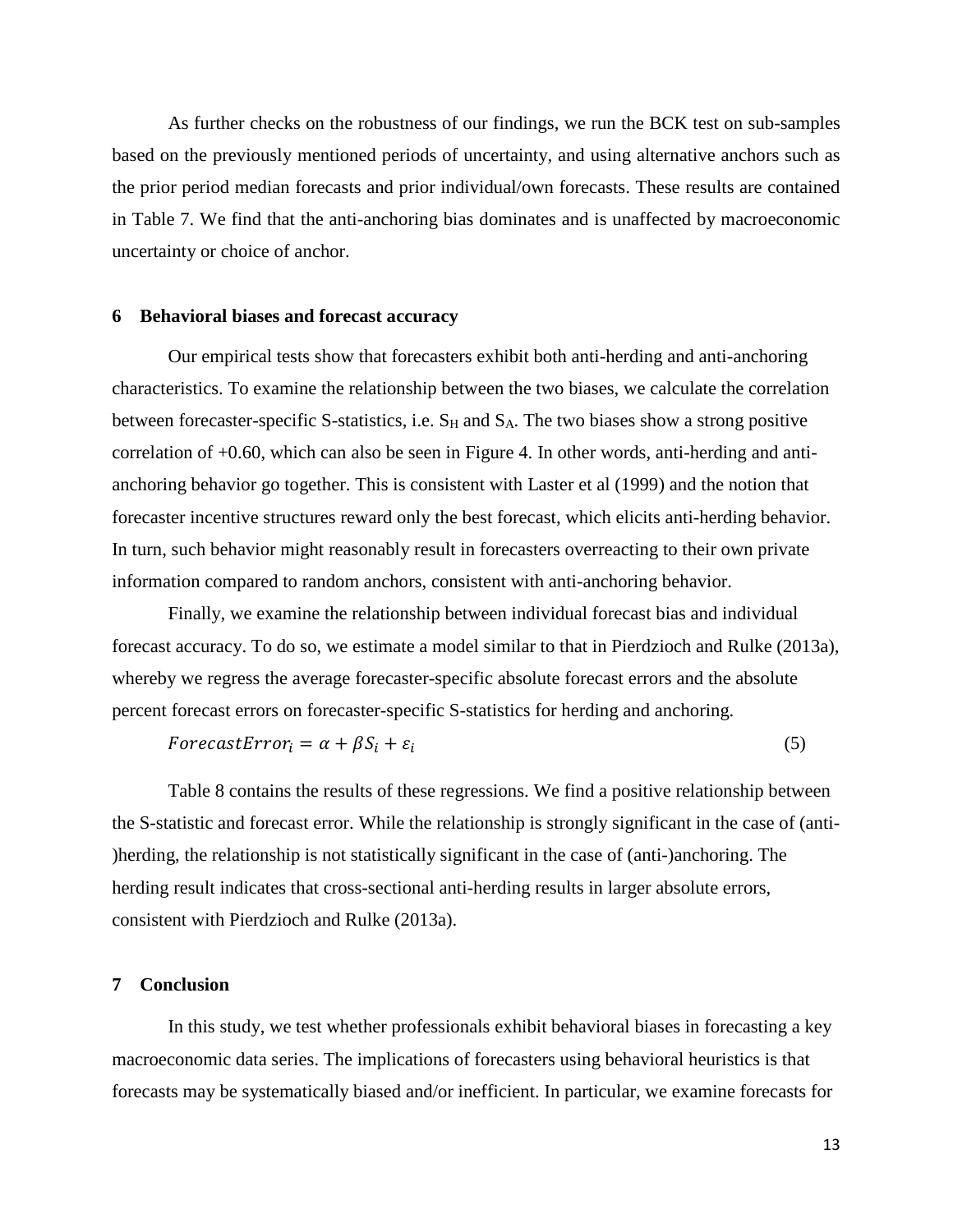As further checks on the robustness of our findings, we run the BCK test on sub-samples based on the previously mentioned periods of uncertainty, and using alternative anchors such as the prior period median forecasts and prior individual/own forecasts. These results are contained in Table 7. We find that the anti-anchoring bias dominates and is unaffected by macroeconomic uncertainty or choice of anchor.

## 6 Behavioral biases and forecast accuracy

Our empirical tests show that forecasters exhibit both anti-herding and anti-anchoring characteristics. To examine the relationship between the two biases, we calculate the correlation between forecaster-specific S-statistics, i.e. $S_H$ and $S_A$. The two biases show a strong positive correlation of +0.60, which can also be seen in Figure 4. In other words, anti-herding and anti-anchoring behavior go together. This is consistent with Laster et al (1999) and the notion that forecaster incentive structures reward only the best forecast, which elicits anti-herding behavior. In turn, such behavior might reasonably result in forecasters overreacting to their own private information compared to random anchors, consistent with anti-anchoring behavior.

Finally, we examine the relationship between individual forecast bias and individual forecast accuracy. To do so, we estimate a model similar to that in Pierdzioch and Rulke (2013a), whereby we regress the average forecaster-specific absolute forecast errors and the absolute percent forecast errors on forecaster-specific S-statistics for herding and anchoring.

$$ForecastError_i = \alpha + \beta S_i + \varepsilon_i \tag{5}$$

Table 8 contains the results of these regressions. We find a positive relationship between the S-statistic and forecast error. While the relationship is strongly significant in the case of (anti-)herding, the relationship is not statistically significant in the case of (anti-)anchoring. The herding result indicates that cross-sectional anti-herding results in larger absolute errors, consistent with Pierdzioch and Rulke (2013a).

## 7 Conclusion

In this study, we test whether professionals exhibit behavioral biases in forecasting a key macroeconomic data series. The implications of forecasters using behavioral heuristics is that forecasts may be systematically biased and/or inefficient. In particular, we examine forecasts for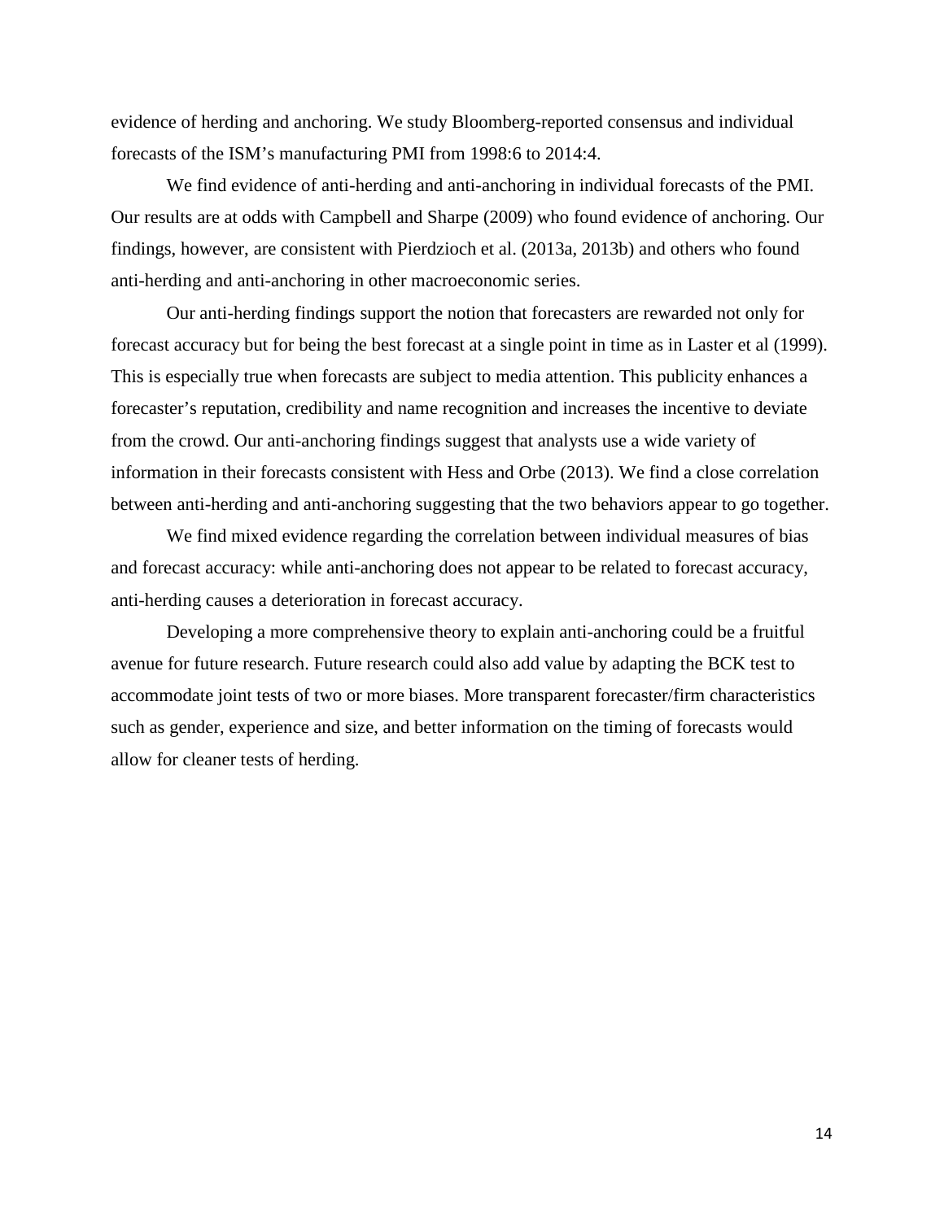evidence of herding and anchoring. We study Bloomberg-reported consensus and individual forecasts of the ISM's manufacturing PMI from 1998:6 to 2014:4.

We find evidence of anti-herding and anti-anchoring in individual forecasts of the PMI. Our results are at odds with Campbell and Sharpe (2009) who found evidence of anchoring. Our findings, however, are consistent with Pierdzioch et al. (2013a, 2013b) and others who found anti-herding and anti-anchoring in other macroeconomic series.

Our anti-herding findings support the notion that forecasters are rewarded not only for forecast accuracy but for being the best forecast at a single point in time as in Laster et al (1999). This is especially true when forecasts are subject to media attention. This publicity enhances a forecaster's reputation, credibility and name recognition and increases the incentive to deviate from the crowd. Our anti-anchoring findings suggest that analysts use a wide variety of information in their forecasts consistent with Hess and Orbe (2013). We find a close correlation between anti-herding and anti-anchoring suggesting that the two behaviors appear to go together.

We find mixed evidence regarding the correlation between individual measures of bias and forecast accuracy: while anti-anchoring does not appear to be related to forecast accuracy, anti-herding causes a deterioration in forecast accuracy.

Developing a more comprehensive theory to explain anti-anchoring could be a fruitful avenue for future research. Future research could also add value by adapting the BCK test to accommodate joint tests of two or more biases. More transparent forecaster/firm characteristics such as gender, experience and size, and better information on the timing of forecasts would allow for cleaner tests of herding.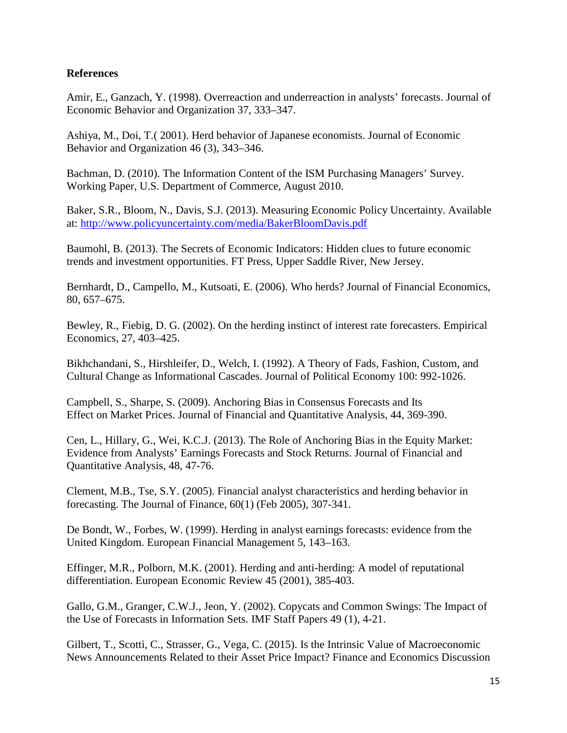**References**

Amir, E., Ganzach, Y. (1998). Overreaction and underreaction in analysts' forecasts. Journal of Economic Behavior and Organization 37, 333–347.

Ashiya, M., Doi, T.( 2001). Herd behavior of Japanese economists. Journal of Economic Behavior and Organization 46 (3), 343–346.

Bachman, D. (2010). The Information Content of the ISM Purchasing Managers' Survey. Working Paper, U.S. Department of Commerce, August 2010.

Baker, S.R., Bloom, N., Davis, S.J. (2013). Measuring Economic Policy Uncertainty. Available at: http://www.policyuncertainty.com/media/BakerBloomDavis.pdf

Baumohl, B. (2013). The Secrets of Economic Indicators: Hidden clues to future economic trends and investment opportunities. FT Press, Upper Saddle River, New Jersey.

Bernhardt, D., Campello, M., Kutsoati, E. (2006). Who herds? Journal of Financial Economics, 80, 657–675.

Bewley, R., Fiebig, D. G. (2002). On the herding instinct of interest rate forecasters. Empirical Economics, 27, 403–425.

Bikhchandani, S., Hirshleifer, D., Welch, I. (1992). A Theory of Fads, Fashion, Custom, and Cultural Change as Informational Cascades. Journal of Political Economy 100: 992-1026.

Campbell, S., Sharpe, S. (2009). Anchoring Bias in Consensus Forecasts and Its Effect on Market Prices. Journal of Financial and Quantitative Analysis, 44, 369-390.

Cen, L., Hillary, G., Wei, K.C.J. (2013). The Role of Anchoring Bias in the Equity Market: Evidence from Analysts' Earnings Forecasts and Stock Returns. Journal of Financial and Quantitative Analysis, 48, 47-76.

Clement, M.B., Tse, S.Y. (2005). Financial analyst characteristics and herding behavior in forecasting. The Journal of Finance, 60(1) (Feb 2005), 307-341.

De Bondt, W., Forbes, W. (1999). Herding in analyst earnings forecasts: evidence from the United Kingdom. European Financial Management 5, 143–163.

Effinger, M.R., Polborn, M.K. (2001). Herding and anti-herding: A model of reputational differentiation. European Economic Review 45 (2001), 385-403.

Gallo, G.M., Granger, C.W.J., Jeon, Y. (2002). Copycats and Common Swings: The Impact of the Use of Forecasts in Information Sets. IMF Staff Papers 49 (1), 4-21.

Gilbert, T., Scotti, C., Strasser, G., Vega, C. (2015). Is the Intrinsic Value of Macroeconomic News Announcements Related to their Asset Price Impact? Finance and Economics Discussion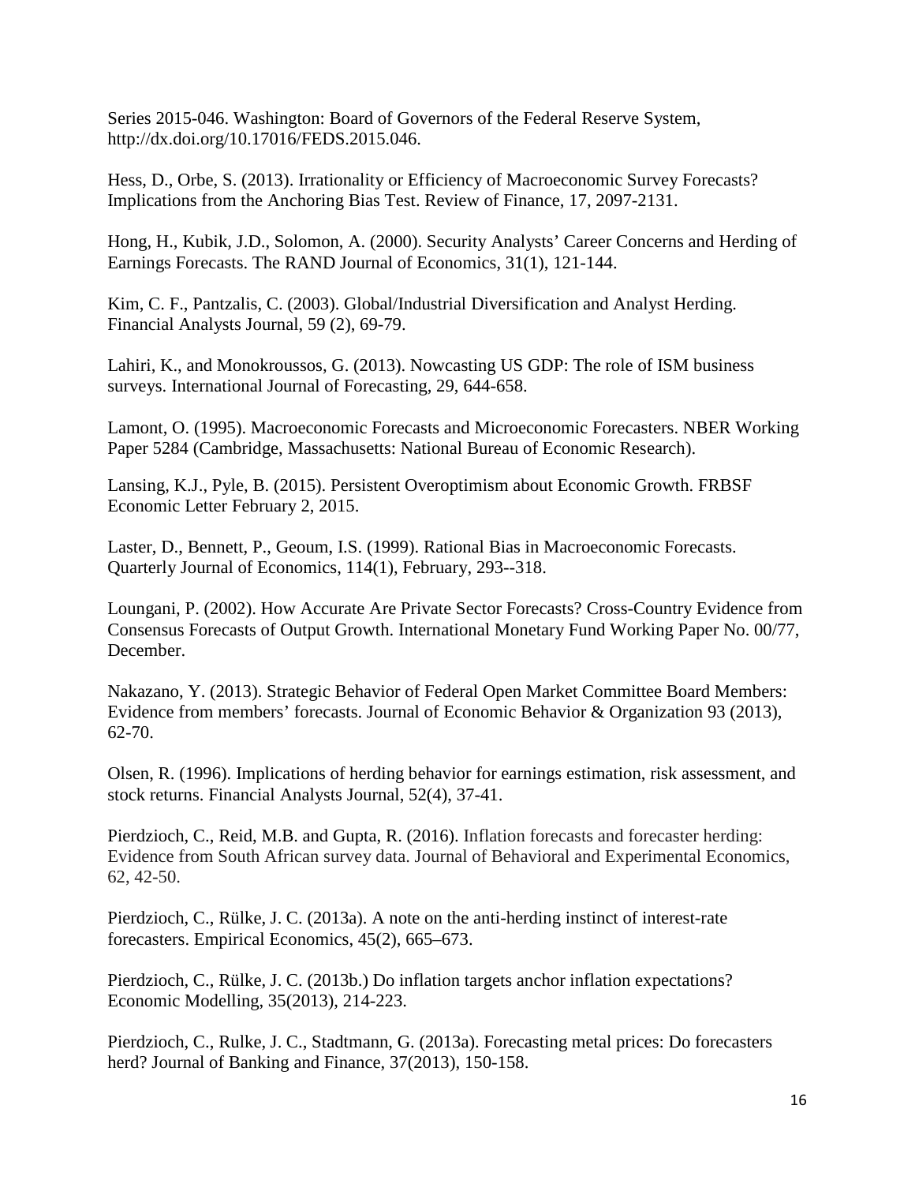Series 2015-046. Washington: Board of Governors of the Federal Reserve System, http://dx.doi.org/10.17016/FEDS.2015.046.

Hess, D., Orbe, S. (2013). Irrationality or Efficiency of Macroeconomic Survey Forecasts? Implications from the Anchoring Bias Test. Review of Finance, 17, 2097-2131.

Hong, H., Kubik, J.D., Solomon, A. (2000). Security Analysts' Career Concerns and Herding of Earnings Forecasts. The RAND Journal of Economics, 31(1), 121-144.

Kim, C. F., Pantzalis, C. (2003). Global/Industrial Diversification and Analyst Herding. Financial Analysts Journal, 59 (2), 69-79.

Lahiri, K., and Monokroussos, G. (2013). Nowcasting US GDP: The role of ISM business surveys. International Journal of Forecasting, 29, 644-658.

Lamont, O. (1995). Macroeconomic Forecasts and Microeconomic Forecasters. NBER Working Paper 5284 (Cambridge, Massachusetts: National Bureau of Economic Research).

Lansing, K.J., Pyle, B. (2015). Persistent Overoptimism about Economic Growth. FRBSF Economic Letter February 2, 2015.

Laster, D., Bennett, P., Geoum, I.S. (1999). Rational Bias in Macroeconomic Forecasts. Quarterly Journal of Economics, 114(1), February, 293--318.

Loungani, P. (2002). How Accurate Are Private Sector Forecasts? Cross-Country Evidence from Consensus Forecasts of Output Growth. International Monetary Fund Working Paper No. 00/77, December.

Nakazano, Y. (2013). Strategic Behavior of Federal Open Market Committee Board Members: Evidence from members' forecasts. Journal of Economic Behavior & Organization 93 (2013), 62-70.

Olsen, R. (1996). Implications of herding behavior for earnings estimation, risk assessment, and stock returns. Financial Analysts Journal, 52(4), 37-41.

Pierdzioch, C., Reid, M.B. and Gupta, R. (2016). Inflation forecasts and forecaster herding: Evidence from South African survey data. Journal of Behavioral and Experimental Economics, 62, 42-50.

Pierdzioch, C., Rülke, J. C. (2013a). A note on the anti-herding instinct of interest-rate forecasters. Empirical Economics, 45(2), 665–673.

Pierdzioch, C., Rülke, J. C. (2013b.) Do inflation targets anchor inflation expectations? Economic Modelling, 35(2013), 214-223.

Pierdzioch, C., Rulke, J. C., Stadtmann, G. (2013a). Forecasting metal prices: Do forecasters herd? Journal of Banking and Finance, 37(2013), 150-158.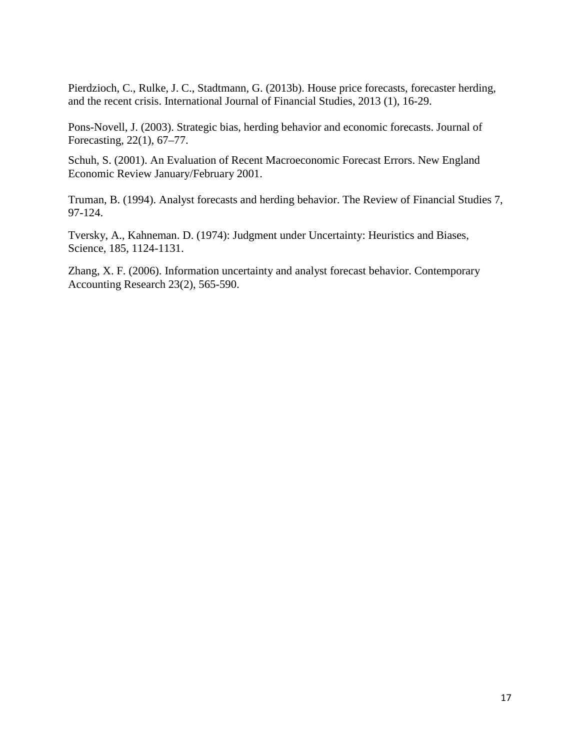Pierdzioch, C., Rulke, J. C., Stadtmann, G. (2013b). House price forecasts, forecaster herding, and the recent crisis. International Journal of Financial Studies, 2013 (1), 16-29.

Pons-Novell, J. (2003). Strategic bias, herding behavior and economic forecasts. Journal of Forecasting, 22(1), 67–77.

Schuh, S. (2001). An Evaluation of Recent Macroeconomic Forecast Errors. New England Economic Review January/February 2001.

Truman, B. (1994). Analyst forecasts and herding behavior. The Review of Financial Studies 7, 97-124.

Tversky, A., Kahneman. D. (1974): Judgment under Uncertainty: Heuristics and Biases, Science, 185, 1124-1131.

Zhang, X. F. (2006). Information uncertainty and analyst forecast behavior. Contemporary Accounting Research 23(2), 565-590.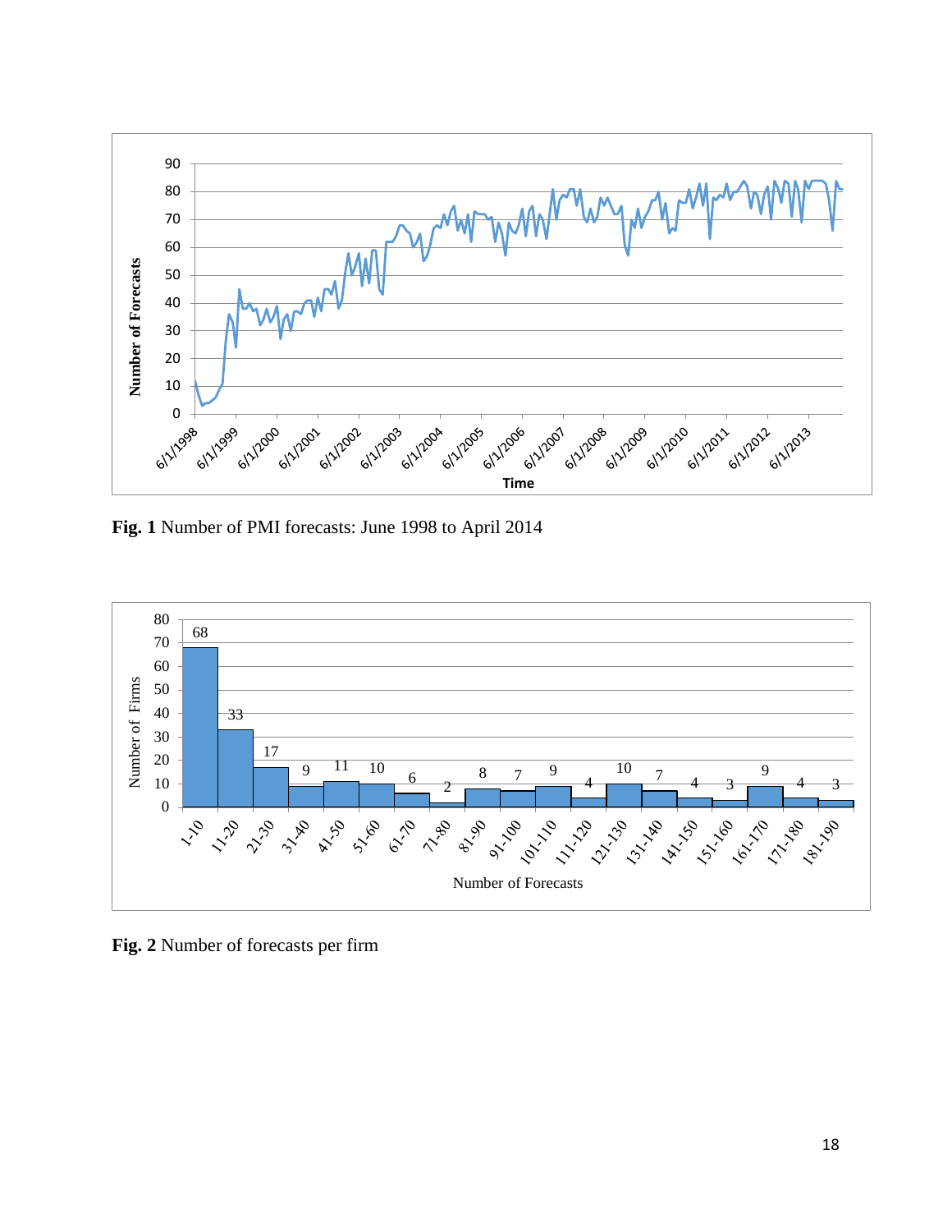**Fig. 1** Number of PMI forecasts: June 1998 to April 2014

**Fig. 2** Number of forecasts per firm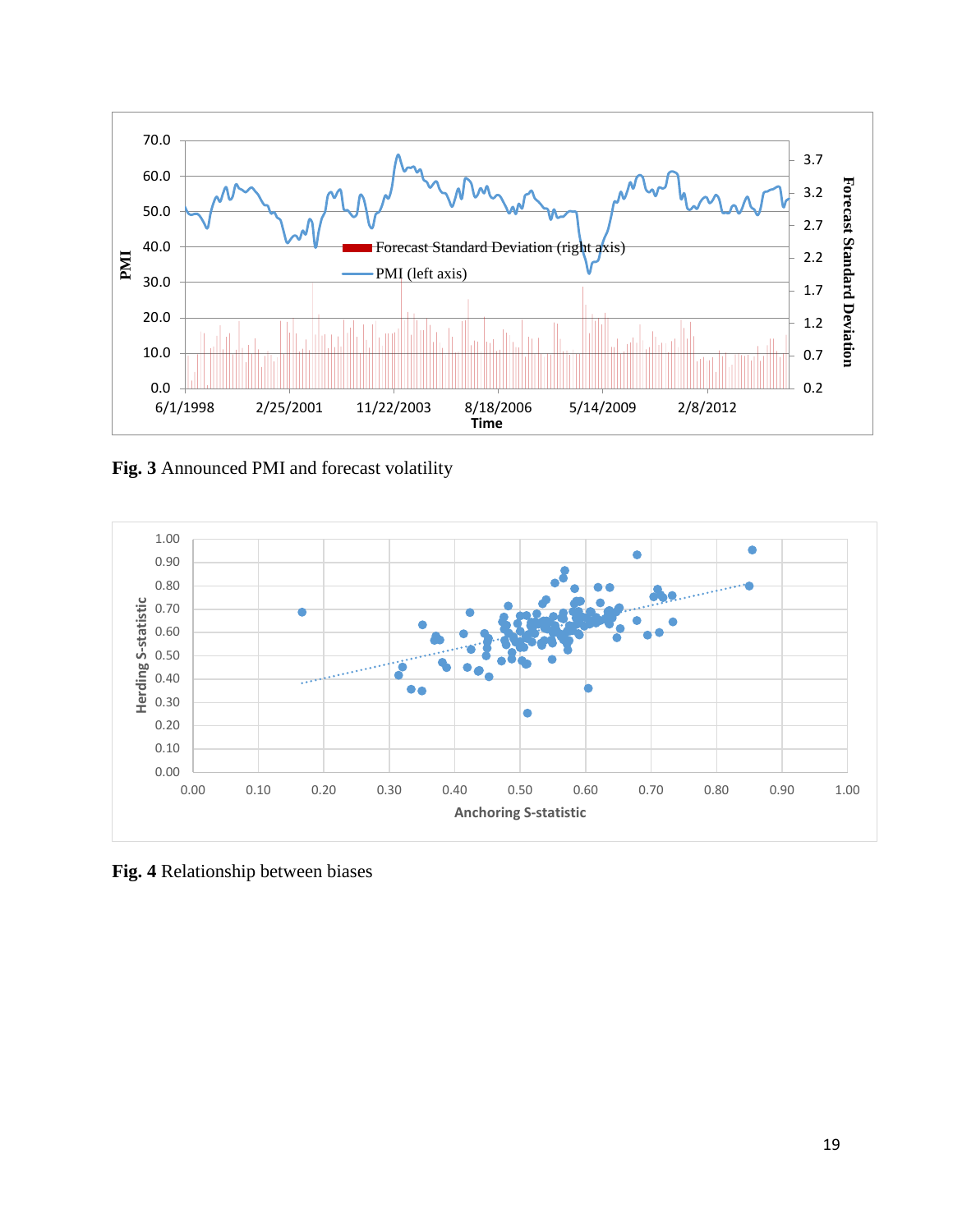Fig. 3 Announced PMI and forecast volatility

Fig. 4 Relationship between biases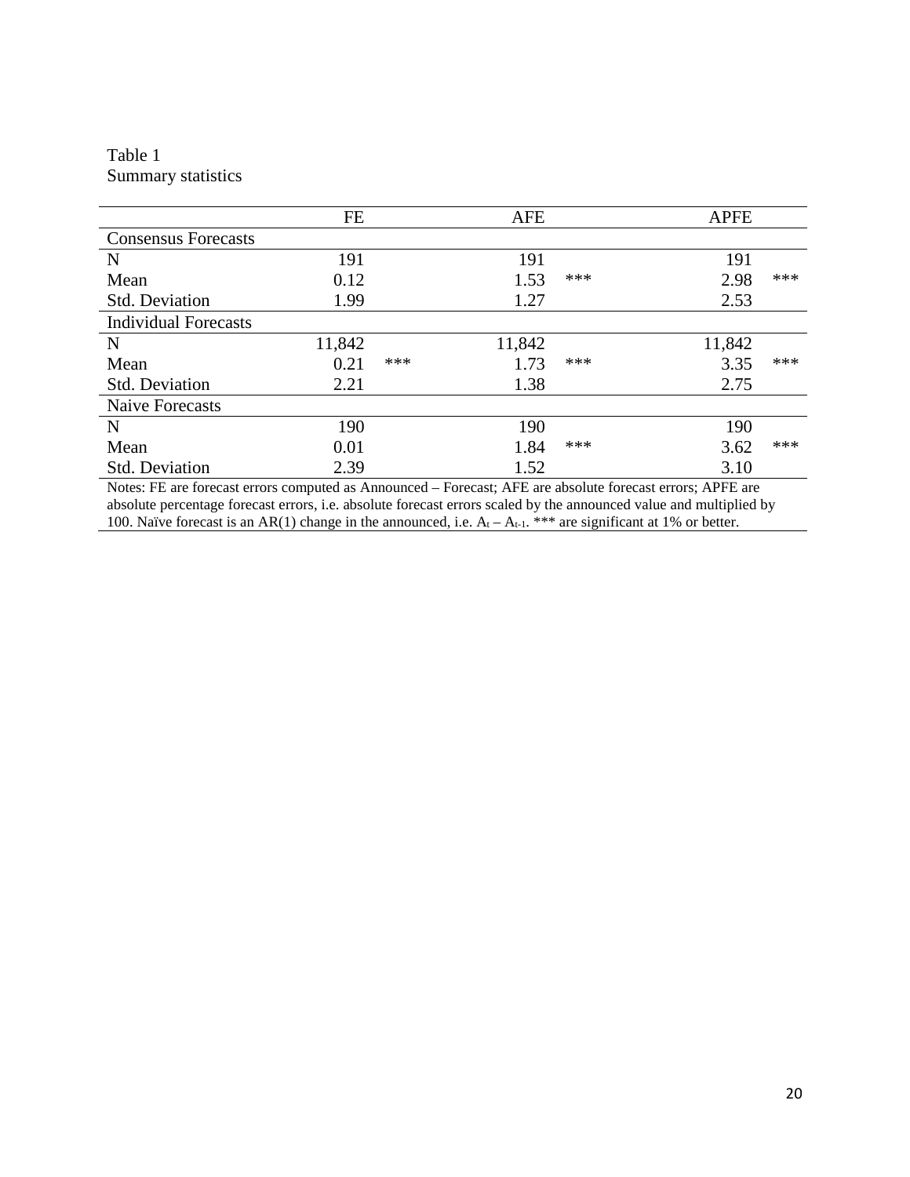Table 1
Summary statistics

| | FE | | AFE | | APFE | |
|---|---|---|---|---|---|---|
| **Consensus Forecasts** | | | | | | |
| N | 191 | | 191 | | 191 | |
| Mean | 0.12 | | 1.53 | *** | 2.98 | *** |
| Std. Deviation | 1.99 | | 1.27 | | 2.53 | |
| **Individual Forecasts** | | | | | | |
| N | 11,842 | | 11,842 | | 11,842 | |
| Mean | 0.21 | *** | 1.73 | *** | 3.35 | *** |
| Std. Deviation | 2.21 | | 1.38 | | 2.75 | |
| **Naive Forecasts** | | | | | | |
| N | 190 | | 190 | | 190 | |
| Mean | 0.01 | | 1.84 | *** | 3.62 | *** |
| Std. Deviation | 2.39 | | 1.52 | | 3.10 | |

Notes: FE are forecast errors computed as Announced – Forecast; AFE are absolute forecast errors; APFE are absolute percentage forecast errors, i.e. absolute forecast errors scaled by the announced value and multiplied by 100. Naïve forecast is an AR(1) change in the announced, i.e. $A_t – A_{t-1}$. *** are significant at 1% or better.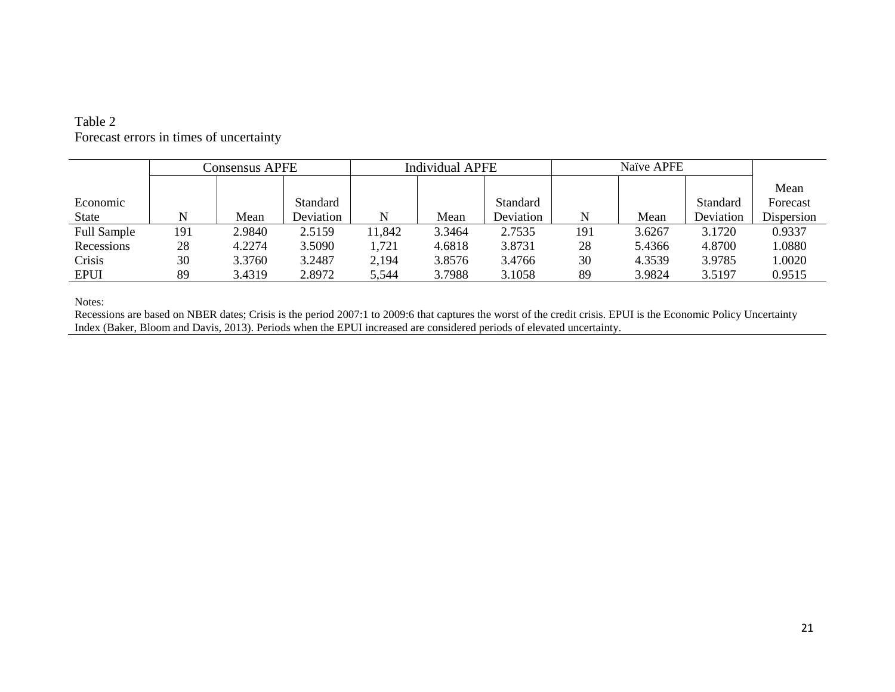Table 2
Forecast errors in times of uncertainty

| | Consensus APFE | | | Individual APFE | | | Naïve APFE | | | |
|---|---|---|---|---|---|---|---|---|---|---|
| Economic State | N | Mean | Standard Deviation | N | Mean | Standard Deviation | N | Mean | Standard Deviation | Mean Forecast Dispersion |
| Full Sample | 191 | 2.9840 | 2.5159 | 11,842 | 3.3464 | 2.7535 | 191 | 3.6267 | 3.1720 | 0.9337 |
| Recessions | 28 | 4.2274 | 3.5090 | 1,721 | 4.6818 | 3.8731 | 28 | 5.4366 | 4.8700 | 1.0880 |
| Crisis | 30 | 3.3760 | 3.2487 | 2,194 | 3.8576 | 3.4766 | 30 | 4.3539 | 3.9785 | 1.0020 |
| EPUI | 89 | 3.4319 | 2.8972 | 5,544 | 3.7988 | 3.1058 | 89 | 3.9824 | 3.5197 | 0.9515 |

Notes:
Recessions are based on NBER dates; Crisis is the period 2007:1 to 2009:6 that captures the worst of the credit crisis. EPUI is the Economic Policy Uncertainty Index (Baker, Bloom and Davis, 2013). Periods when the EPUI increased are considered periods of elevated uncertainty.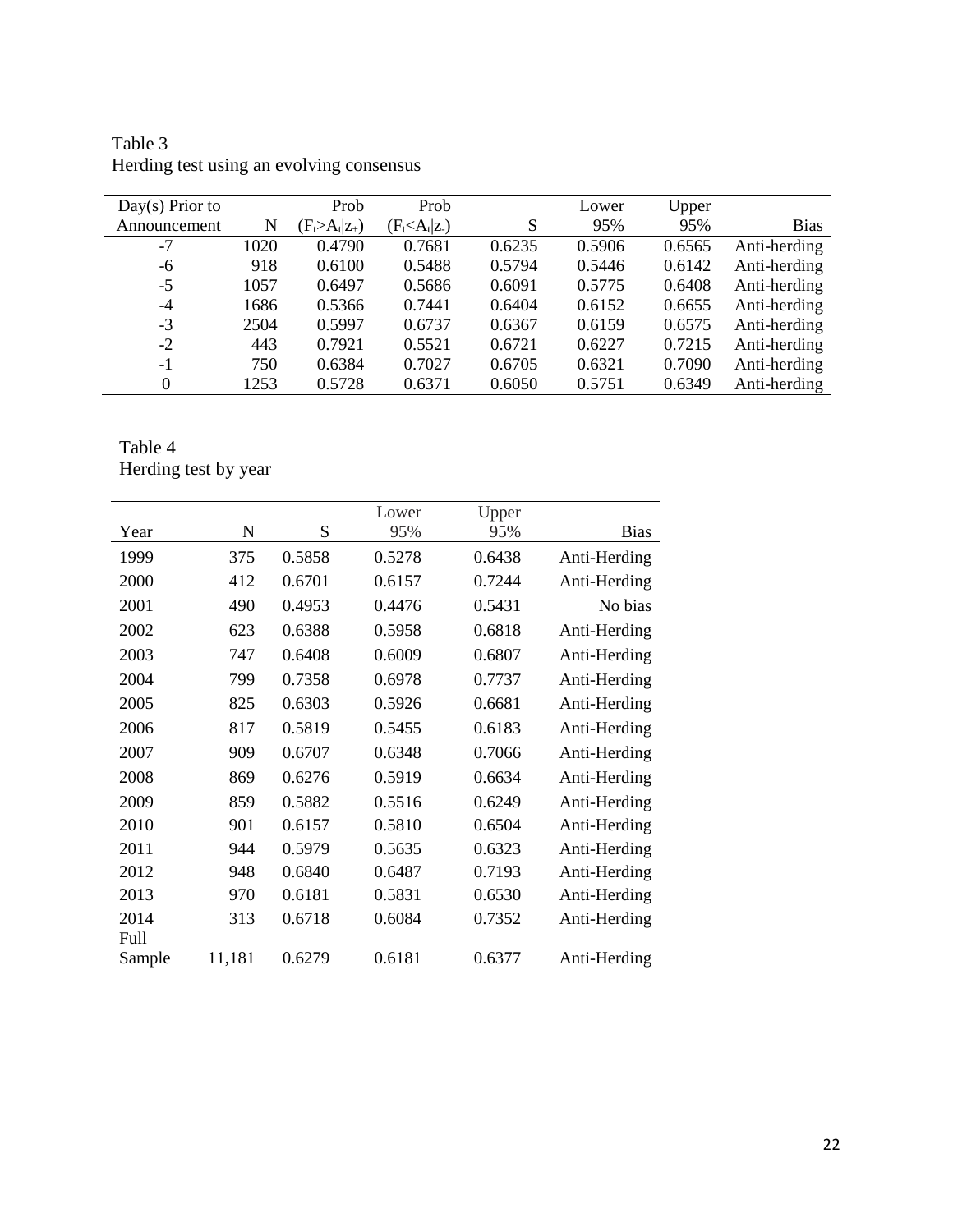Table 3
Herding test using an evolving consensus

| Day(s) Prior to Announcement | N | Prob $(F_t>A_t\|z_+)$ | Prob $(F_t<A_t\|z_-)$ | S | Lower 95% | Upper 95% | Bias |
|---|---|---|---|---|---|---|---|
| -7 | 1020 | 0.4790 | 0.7681 | 0.6235 | 0.5906 | 0.6565 | Anti-herding |
| -6 | 918 | 0.6100 | 0.5488 | 0.5794 | 0.5446 | 0.6142 | Anti-herding |
| -5 | 1057 | 0.6497 | 0.5686 | 0.6091 | 0.5775 | 0.6408 | Anti-herding |
| -4 | 1686 | 0.5366 | 0.7441 | 0.6404 | 0.6152 | 0.6655 | Anti-herding |
| -3 | 2504 | 0.5997 | 0.6737 | 0.6367 | 0.6159 | 0.6575 | Anti-herding |
| -2 | 443 | 0.7921 | 0.5521 | 0.6721 | 0.6227 | 0.7215 | Anti-herding |
| -1 | 750 | 0.6384 | 0.7027 | 0.6705 | 0.6321 | 0.7090 | Anti-herding |
| 0 | 1253 | 0.5728 | 0.6371 | 0.6050 | 0.5751 | 0.6349 | Anti-herding |

Table 4
Herding test by year

| Year | N | S | Lower 95% | Upper 95% | Bias |
|---|---|---|---|---|---|
| 1999 | 375 | 0.5858 | 0.5278 | 0.6438 | Anti-Herding |
| 2000 | 412 | 0.6701 | 0.6157 | 0.7244 | Anti-Herding |
| 2001 | 490 | 0.4953 | 0.4476 | 0.5431 | No bias |
| 2002 | 623 | 0.6388 | 0.5958 | 0.6818 | Anti-Herding |
| 2003 | 747 | 0.6408 | 0.6009 | 0.6807 | Anti-Herding |
| 2004 | 799 | 0.7358 | 0.6978 | 0.7737 | Anti-Herding |
| 2005 | 825 | 0.6303 | 0.5926 | 0.6681 | Anti-Herding |
| 2006 | 817 | 0.5819 | 0.5455 | 0.6183 | Anti-Herding |
| 2007 | 909 | 0.6707 | 0.6348 | 0.7066 | Anti-Herding |
| 2008 | 869 | 0.6276 | 0.5919 | 0.6634 | Anti-Herding |
| 2009 | 859 | 0.5882 | 0.5516 | 0.6249 | Anti-Herding |
| 2010 | 901 | 0.6157 | 0.5810 | 0.6504 | Anti-Herding |
| 2011 | 944 | 0.5979 | 0.5635 | 0.6323 | Anti-Herding |
| 2012 | 948 | 0.6840 | 0.6487 | 0.7193 | Anti-Herding |
| 2013 | 970 | 0.6181 | 0.5831 | 0.6530 | Anti-Herding |
| 2014 | 313 | 0.6718 | 0.6084 | 0.7352 | Anti-Herding |
| Full Sample | 11,181 | 0.6279 | 0.6181 | 0.6377 | Anti-Herding |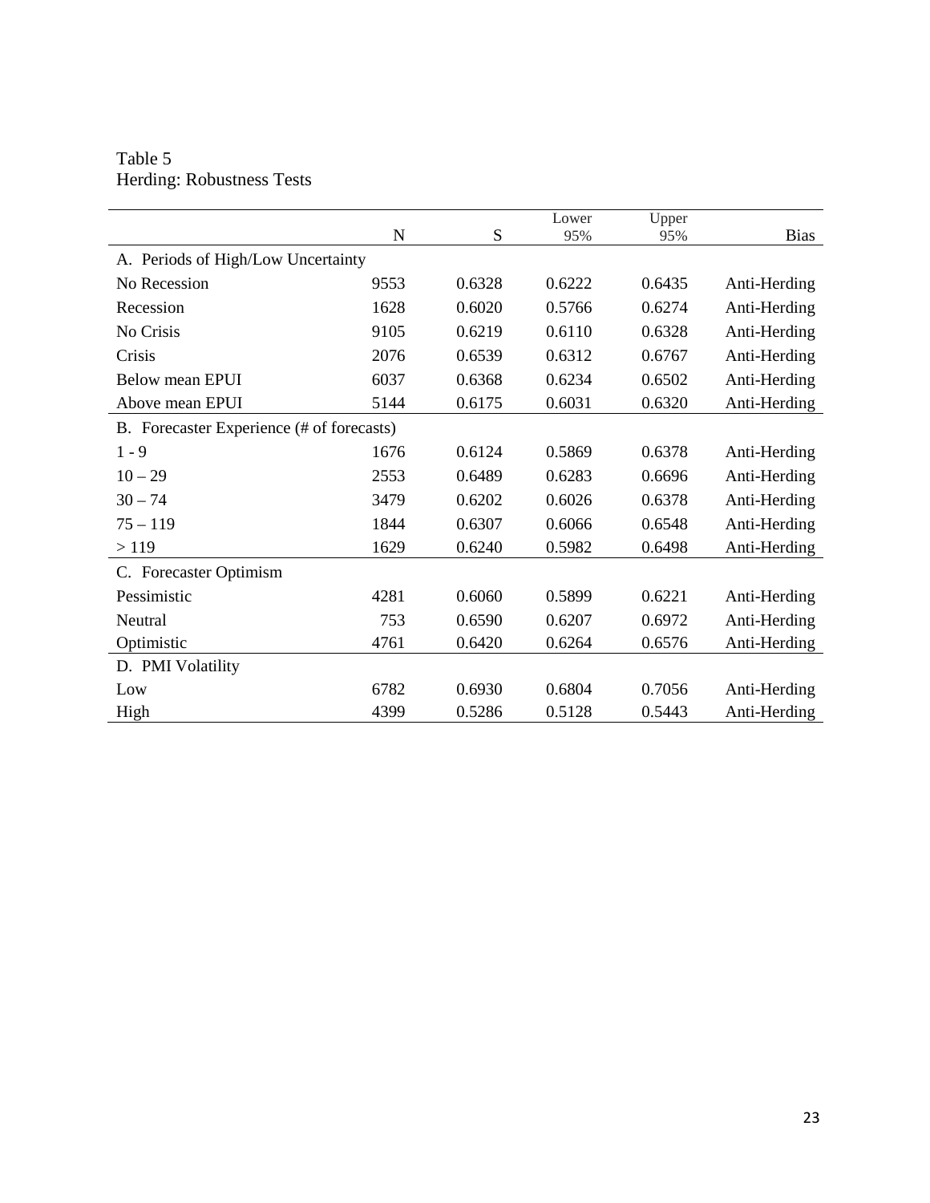Table 5
Herding: Robustness Tests

| | N | S | Lower 95% | Upper 95% | Bias |
|---|---|---|---|---|---|
| A. Periods of High/Low Uncertainty | | | | | |
| No Recession | 9553 | 0.6328 | 0.6222 | 0.6435 | Anti-Herding |
| Recession | 1628 | 0.6020 | 0.5766 | 0.6274 | Anti-Herding |
| No Crisis | 9105 | 0.6219 | 0.6110 | 0.6328 | Anti-Herding |
| Crisis | 2076 | 0.6539 | 0.6312 | 0.6767 | Anti-Herding |
| Below mean EPUI | 6037 | 0.6368 | 0.6234 | 0.6502 | Anti-Herding |
| Above mean EPUI | 5144 | 0.6175 | 0.6031 | 0.6320 | Anti-Herding |
| B. Forecaster Experience (# of forecasts) | | | | | |
| 1 - 9 | 1676 | 0.6124 | 0.5869 | 0.6378 | Anti-Herding |
| 10 – 29 | 2553 | 0.6489 | 0.6283 | 0.6696 | Anti-Herding |
| 30 – 74 | 3479 | 0.6202 | 0.6026 | 0.6378 | Anti-Herding |
| 75 – 119 | 1844 | 0.6307 | 0.6066 | 0.6548 | Anti-Herding |
| > 119 | 1629 | 0.6240 | 0.5982 | 0.6498 | Anti-Herding |
| C. Forecaster Optimism | | | | | |
| Pessimistic | 4281 | 0.6060 | 0.5899 | 0.6221 | Anti-Herding |
| Neutral | 753 | 0.6590 | 0.6207 | 0.6972 | Anti-Herding |
| Optimistic | 4761 | 0.6420 | 0.6264 | 0.6576 | Anti-Herding |
| D. PMI Volatility | | | | | |
| Low | 6782 | 0.6930 | 0.6804 | 0.7056 | Anti-Herding |
| High | 4399 | 0.5286 | 0.5128 | 0.5443 | Anti-Herding |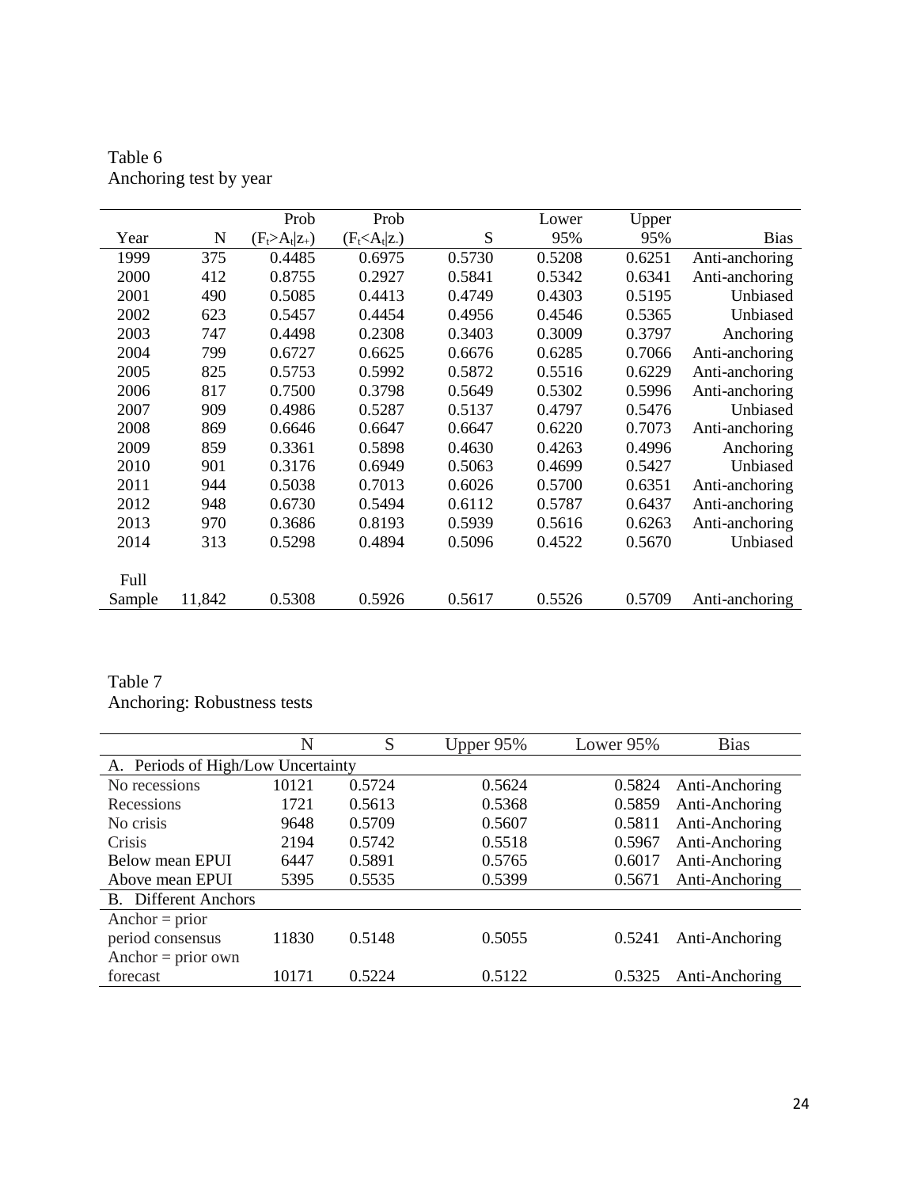Table 6
Anchoring test by year

| Year | N | Prob $(F_t>A_t\|z_+)$ | Prob $(F_t<A_t\|z_-)$ | S | Lower 95% | Upper 95% | Bias |
|---|---|---|---|---|---|---|---|
| 1999 | 375 | 0.4485 | 0.6975 | 0.5730 | 0.5208 | 0.6251 | Anti-anchoring |
| 2000 | 412 | 0.8755 | 0.2927 | 0.5841 | 0.5342 | 0.6341 | Anti-anchoring |
| 2001 | 490 | 0.5085 | 0.4413 | 0.4749 | 0.4303 | 0.5195 | Unbiased |
| 2002 | 623 | 0.5457 | 0.4454 | 0.4956 | 0.4546 | 0.5365 | Unbiased |
| 2003 | 747 | 0.4498 | 0.2308 | 0.3403 | 0.3009 | 0.3797 | Anchoring |
| 2004 | 799 | 0.6727 | 0.6625 | 0.6676 | 0.6285 | 0.7066 | Anti-anchoring |
| 2005 | 825 | 0.5753 | 0.5992 | 0.5872 | 0.5516 | 0.6229 | Anti-anchoring |
| 2006 | 817 | 0.7500 | 0.3798 | 0.5649 | 0.5302 | 0.5996 | Anti-anchoring |
| 2007 | 909 | 0.4986 | 0.5287 | 0.5137 | 0.4797 | 0.5476 | Unbiased |
| 2008 | 869 | 0.6646 | 0.6647 | 0.6647 | 0.6220 | 0.7073 | Anti-anchoring |
| 2009 | 859 | 0.3361 | 0.5898 | 0.4630 | 0.4263 | 0.4996 | Anchoring |
| 2010 | 901 | 0.3176 | 0.6949 | 0.5063 | 0.4699 | 0.5427 | Unbiased |
| 2011 | 944 | 0.5038 | 0.7013 | 0.6026 | 0.5700 | 0.6351 | Anti-anchoring |
| 2012 | 948 | 0.6730 | 0.5494 | 0.6112 | 0.5787 | 0.6437 | Anti-anchoring |
| 2013 | 970 | 0.3686 | 0.8193 | 0.5939 | 0.5616 | 0.6263 | Anti-anchoring |
| 2014 | 313 | 0.5298 | 0.4894 | 0.5096 | 0.4522 | 0.5670 | Unbiased |
| Full Sample | 11,842 | 0.5308 | 0.5926 | 0.5617 | 0.5526 | 0.5709 | Anti-anchoring |

Table 7
Anchoring: Robustness tests

| | N | S | Upper 95% | Lower 95% | Bias |
|---|---|---|---|---|---|
| A. Periods of High/Low Uncertainty | | | | | |
| No recessions | 10121 | 0.5724 | 0.5624 | 0.5824 | Anti-Anchoring |
| Recessions | 1721 | 0.5613 | 0.5368 | 0.5859 | Anti-Anchoring |
| No crisis | 9648 | 0.5709 | 0.5607 | 0.5811 | Anti-Anchoring |
| Crisis | 2194 | 0.5742 | 0.5518 | 0.5967 | Anti-Anchoring |
| Below mean EPUI | 6447 | 0.5891 | 0.5765 | 0.6017 | Anti-Anchoring |
| Above mean EPUI | 5395 | 0.5535 | 0.5399 | 0.5671 | Anti-Anchoring |
| B. Different Anchors | | | | | |
| Anchor = prior period consensus | 11830 | 0.5148 | 0.5055 | 0.5241 | Anti-Anchoring |
| Anchor = prior own forecast | 10171 | 0.5224 | 0.5122 | 0.5325 | Anti-Anchoring |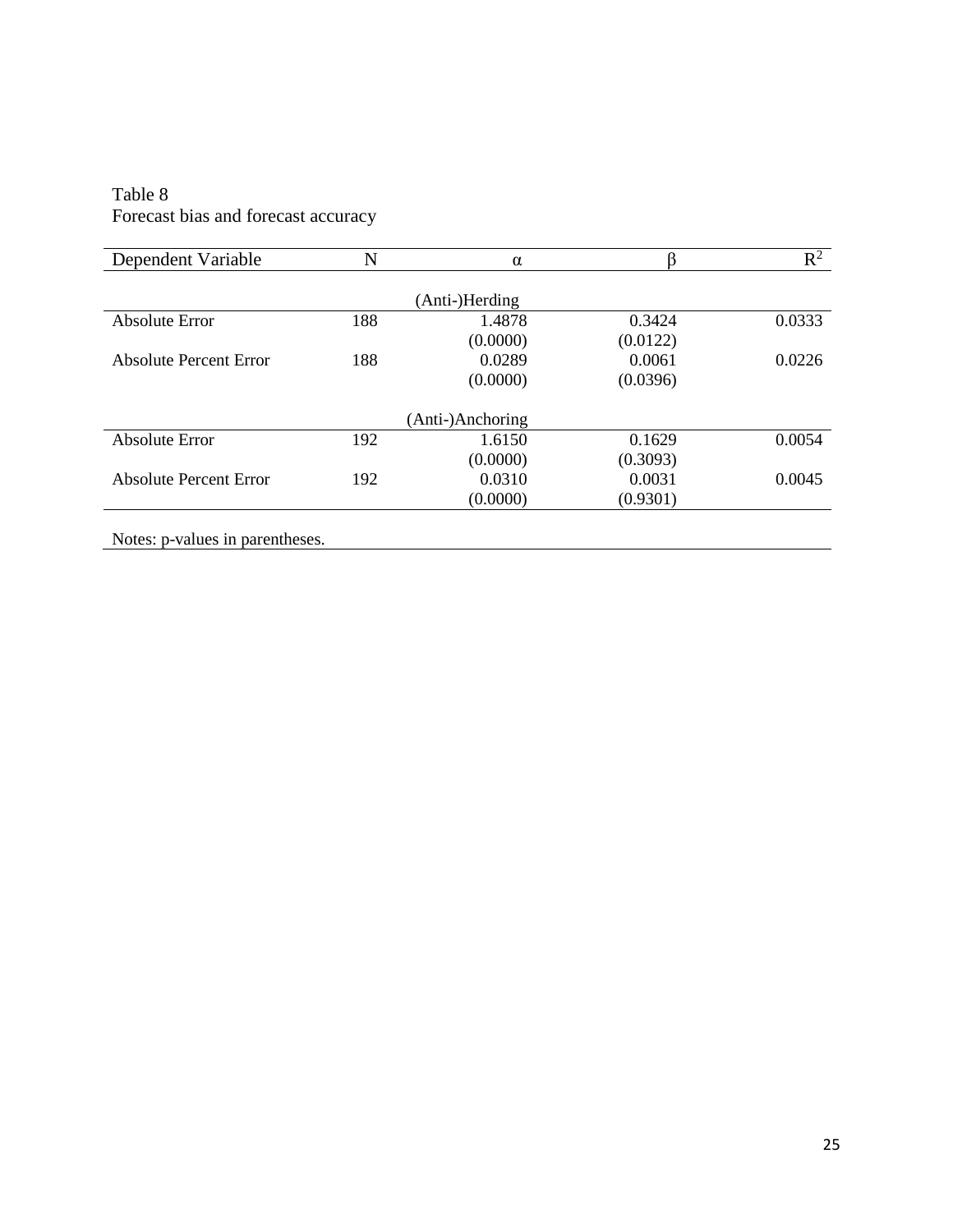Table 8
Forecast bias and forecast accuracy

| Dependent Variable | N | α | β | $R^2$ |
|---|---|---|---|---|
| | | (Anti-)Herding | | |
| Absolute Error | 188 | 1.4878 | 0.3424 | 0.0333 |
| | | (0.0000) | (0.0122) | |
| Absolute Percent Error | 188 | 0.0289 | 0.0061 | 0.0226 |
| | | (0.0000) | (0.0396) | |
| | | (Anti-)Anchoring | | |
| Absolute Error | 192 | 1.6150 | 0.1629 | 0.0054 |
| | | (0.0000) | (0.3093) | |
| Absolute Percent Error | 192 | 0.0310 | 0.0031 | 0.0045 |
| | | (0.0000) | (0.9301) | |

Notes: p-values in parentheses.